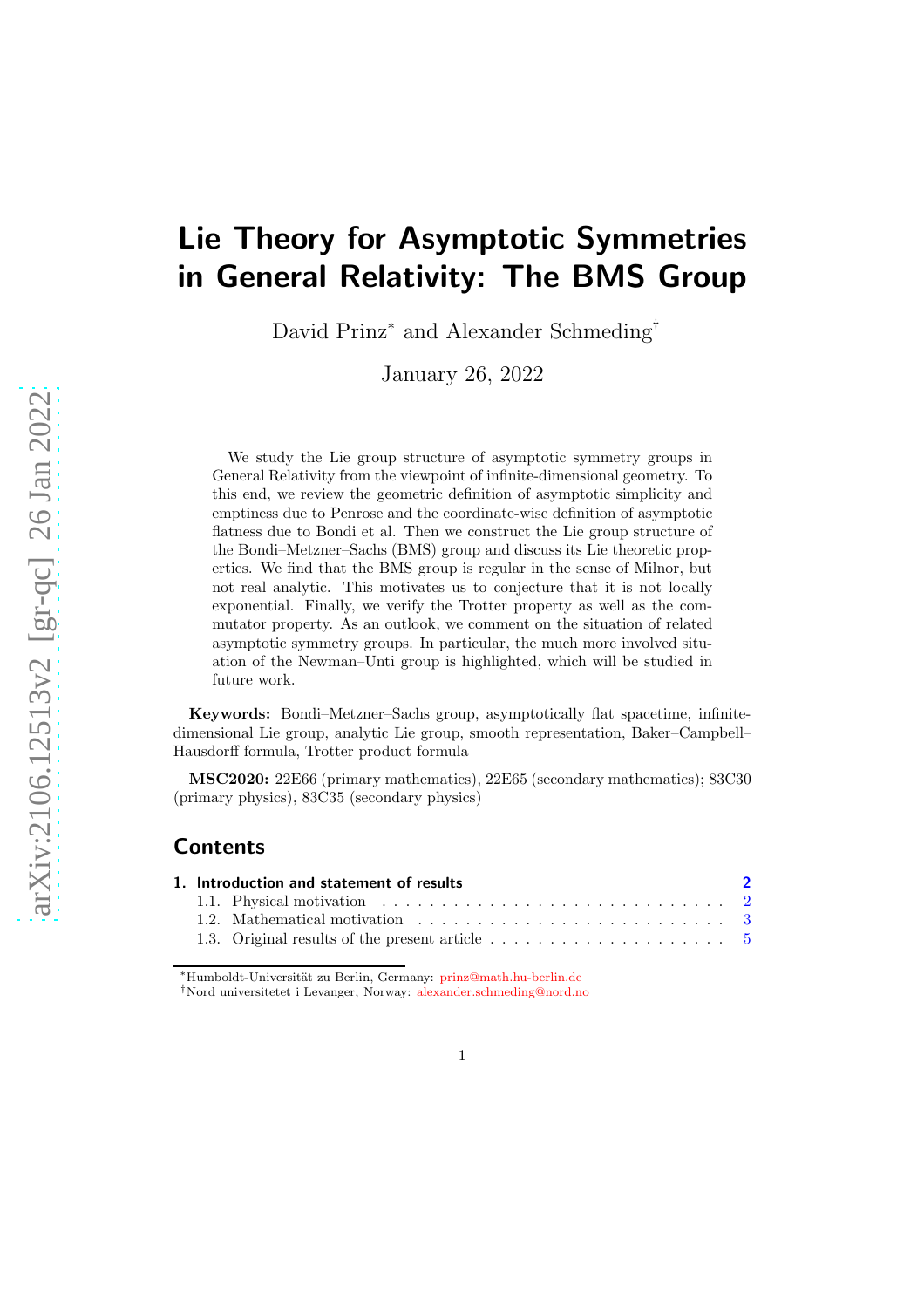# Lie Theory for Asymptotic Symmetries in General Relativity: The BMS Group

David Prinz[*] and Alexander Schmeding[†]

January 26, 2022

We study the Lie group structure of asymptotic symmetry groups in General Relativity from the viewpoint of infinite-dimensional geometry. To this end, we review the geometric definition of asymptotic simplicity and emptiness due to Penrose and the coordinate-wise definition of asymptotic flatness due to Bondi et al. Then we construct the Lie group structure of the Bondi–Metzner–Sachs (BMS) group and discuss its Lie theoretic properties. We find that the BMS group is regular in the sense of Milnor, but not real analytic. This motivates us to conjecture that it is not locally exponential. Finally, we verify the Trotter property as well as the commutator property. As an outlook, we comment on the situation of related asymptotic symmetry groups. In particular, the much more involved situation of the Newman–Unti group is highlighted, which will be studied in future work.

**Keywords:** Bondi–Metzner–Sachs group, asymptotically flat spacetime, infinite-dimensional Lie group, analytic Lie group, smooth representation, Baker–Campbell–Hausdorff formula, Trotter product formula

**MSC2020:** 22E66 (primary mathematics), 22E65 (secondary mathematics); 83C30 (primary physics), 83C35 (secondary physics)

## Contents

- **1. Introduction and statement of results** — 2
  - 1.1. Physical motivation — 2
  - 1.2. Mathematical motivation — 3
  - 1.3. Original results of the present article — 5

[*] Humboldt-Universität zu Berlin, Germany: prinz@math.hu-berlin.de

[†] Nord universitetet i Levanger, Norway: alexander.schmeding@nord.no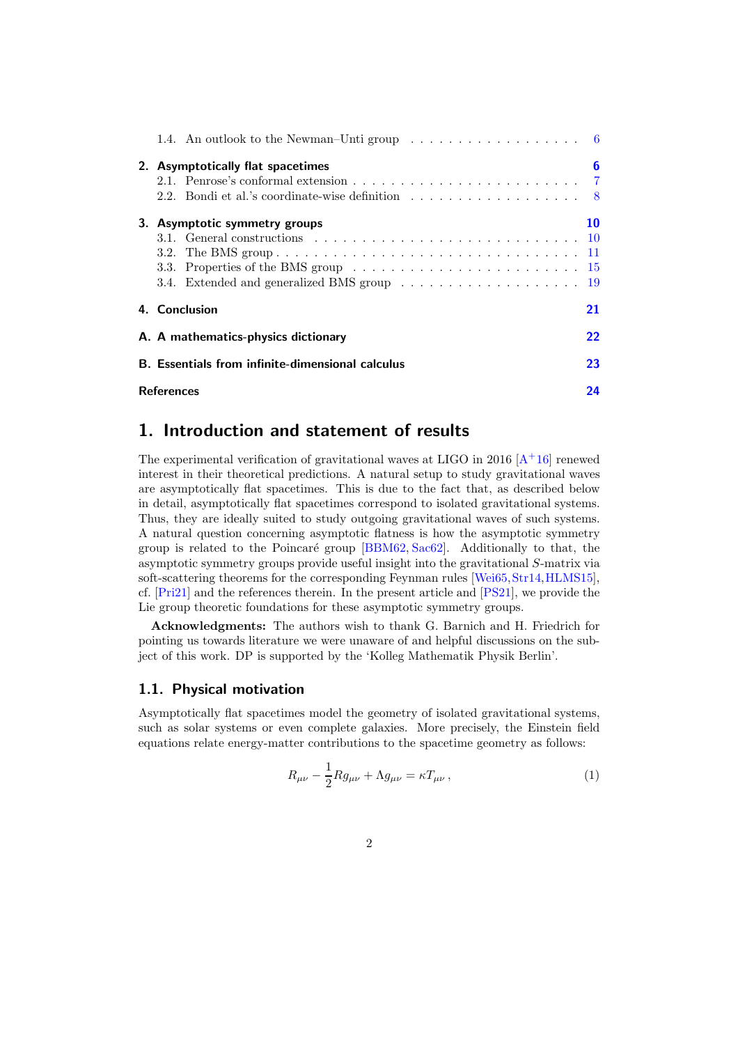1.4. An outlook to the Newman–Unti group . . . . . . . . . . . . . . . . . . 6

**2. Asymptotically flat spacetimes** **6**
2.1. Penrose's conformal extension . . . . . . . . . . . . . . . . . . . . . . . . 7
2.2. Bondi et al.'s coordinate-wise definition . . . . . . . . . . . . . . . . . 8

**3. Asymptotic symmetry groups** **10**
3.1. General constructions . . . . . . . . . . . . . . . . . . . . . . . . . . . 10
3.2. The BMS group . . . . . . . . . . . . . . . . . . . . . . . . . . . . . . 11
3.3. Properties of the BMS group . . . . . . . . . . . . . . . . . . . . . . . 15
3.4. Extended and generalized BMS group . . . . . . . . . . . . . . . . . . 19

**4. Conclusion** **21**

**A. A mathematics-physics dictionary** **22**

**B. Essentials from infinite-dimensional calculus** **23**

**References** **24**

# 1. Introduction and statement of results

The experimental verification of gravitational waves at LIGO in 2016 [A+16] renewed interest in their theoretical predictions. A natural setup to study gravitational waves are asymptotically flat spacetimes. This is due to the fact that, as described below in detail, asymptotically flat spacetimes correspond to isolated gravitational systems. Thus, they are ideally suited to study outgoing gravitational waves of such systems. A natural question concerning asymptotic flatness is how the asymptotic symmetry group is related to the Poincaré group [BBM62, Sac62]. Additionally to that, the asymptotic symmetry groups provide useful insight into the gravitational $S$-matrix via soft-scattering theorems for the corresponding Feynman rules [Wei65, Str14, HLMS15], cf. [Pri21] and the references therein. In the present article and [PS21], we provide the Lie group theoretic foundations for these asymptotic symmetry groups.

**Acknowledgments:** The authors wish to thank G. Barnich and H. Friedrich for pointing us towards literature we were unaware of and helpful discussions on the subject of this work. DP is supported by the 'Kolleg Mathematik Physik Berlin'.

## 1.1. Physical motivation

Asymptotically flat spacetimes model the geometry of isolated gravitational systems, such as solar systems or even complete galaxies. More precisely, the Einstein field equations relate energy-matter contributions to the spacetime geometry as follows:

$$R_{\mu\nu} - \frac{1}{2} R g_{\mu\nu} + \Lambda g_{\mu\nu} = \kappa T_{\mu\nu} \,, \tag{1}$$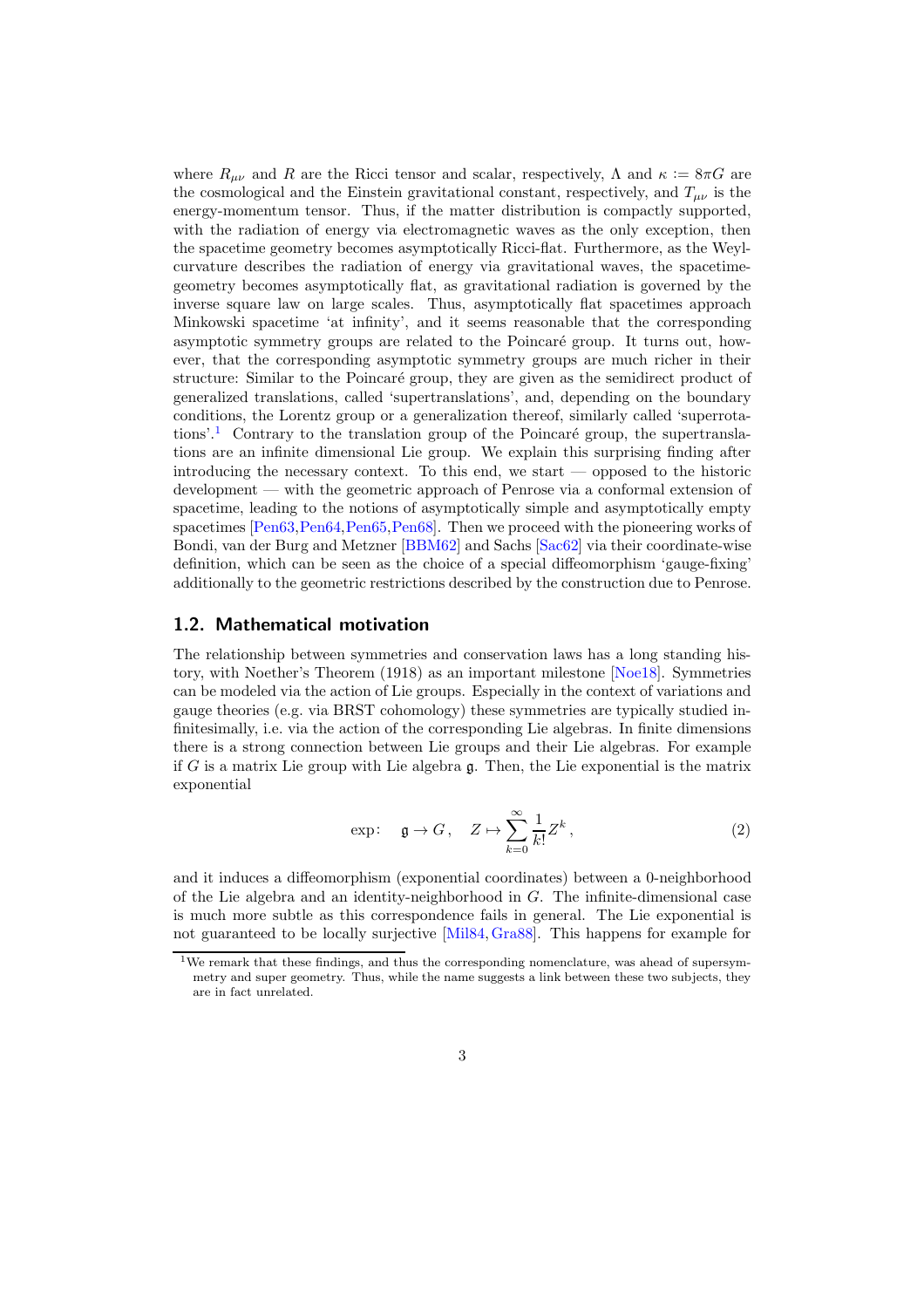where $R_{\mu\nu}$ and $R$ are the Ricci tensor and scalar, respectively, $\Lambda$ and $\kappa := 8\pi G$ are the cosmological and the Einstein gravitational constant, respectively, and $T_{\mu\nu}$ is the energy-momentum tensor. Thus, if the matter distribution is compactly supported, with the radiation of energy via electromagnetic waves as the only exception, then the spacetime geometry becomes asymptotically Ricci-flat. Furthermore, as the Weyl-curvature describes the radiation of energy via gravitational waves, the spacetime-geometry becomes asymptotically flat, as gravitational radiation is governed by the inverse square law on large scales. Thus, asymptotically flat spacetimes approach Minkowski spacetime 'at infinity', and it seems reasonable that the corresponding asymptotic symmetry groups are related to the Poincaré group. It turns out, however, that the corresponding asymptotic symmetry groups are much richer in their structure: Similar to the Poincaré group, they are given as the semidirect product of generalized translations, called 'supertranslations', and, depending on the boundary conditions, the Lorentz group or a generalization thereof, similarly called 'superrotations'.[1] Contrary to the translation group of the Poincaré group, the supertranslations are an infinite dimensional Lie group. We explain this surprising finding after introducing the necessary context. To this end, we start — opposed to the historic development — with the geometric approach of Penrose via a conformal extension of spacetime, leading to the notions of asymptotically simple and asymptotically empty spacetimes [Pen63, Pen64, Pen65, Pen68]. Then we proceed with the pioneering works of Bondi, van der Burg and Metzner [BBM62] and Sachs [Sac62] via their coordinate-wise definition, which can be seen as the choice of a special diffeomorphism 'gauge-fixing' additionally to the geometric restrictions described by the construction due to Penrose.

## 1.2. Mathematical motivation

The relationship between symmetries and conservation laws has a long standing history, with Noether's Theorem (1918) as an important milestone [Noe18]. Symmetries can be modeled via the action of Lie groups. Especially in the context of variations and gauge theories (e.g. via BRST cohomology) these symmetries are typically studied infinitesimally, i.e. via the action of the corresponding Lie algebras. In finite dimensions there is a strong connection between Lie groups and their Lie algebras. For example if $G$ is a matrix Lie group with Lie algebra $\mathfrak{g}$. Then, the Lie exponential is the matrix exponential

$$\exp\colon \quad \mathfrak{g} \to G\,, \quad Z \mapsto \sum_{k=0}^{\infty} \frac{1}{k!} Z^k\,, \tag{2}$$

and it induces a diffeomorphism (exponential coordinates) between a 0-neighborhood of the Lie algebra and an identity-neighborhood in $G$. The infinite-dimensional case is much more subtle as this correspondence fails in general. The Lie exponential is not guaranteed to be locally surjective [Mil84, Gra88]. This happens for example for

[1] We remark that these findings, and thus the corresponding nomenclature, was ahead of supersymmetry and super geometry. Thus, while the name suggests a link between these two subjects, they are in fact unrelated.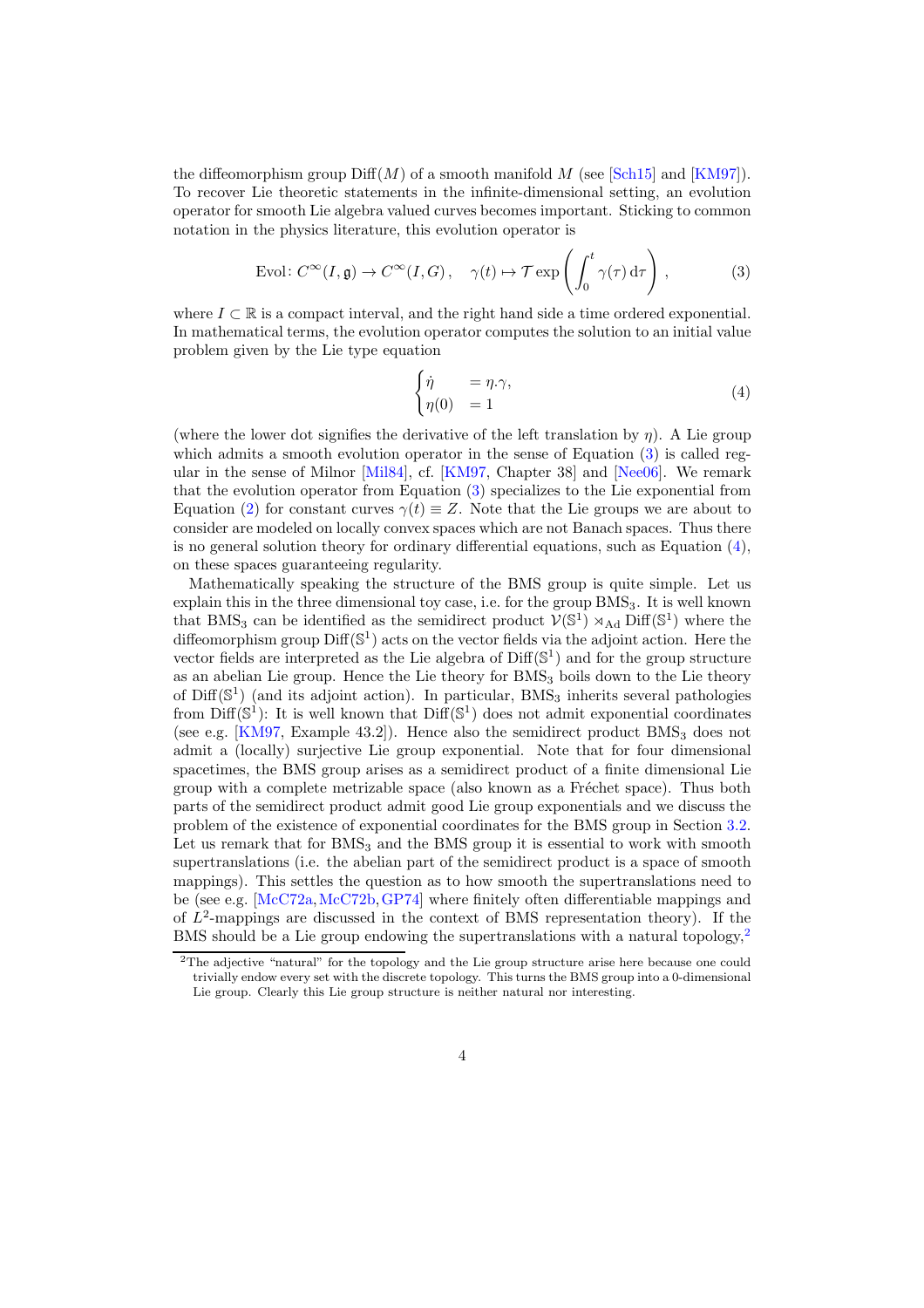the diffeomorphism group $\mathrm{Diff}(M)$ of a smooth manifold $M$ (see [Sch15] and [KM97]). To recover Lie theoretic statements in the infinite-dimensional setting, an evolution operator for smooth Lie algebra valued curves becomes important. Sticking to common notation in the physics literature, this evolution operator is

$$\mathrm{Evol}\colon C^\infty(I,\mathfrak{g}) \to C^\infty(I,G)\,, \quad \gamma(t) \mapsto \mathcal{T}\exp\left(\int_0^t \gamma(\tau)\,\mathrm{d}\tau\right)\,, \tag{3}$$

where $I \subset \mathbb{R}$ is a compact interval, and the right hand side a time ordered exponential. In mathematical terms, the evolution operator computes the solution to an initial value problem given by the Lie type equation

$$\begin{cases} \dot{\eta} &= \eta.\gamma, \\ \eta(0) &= 1 \end{cases} \tag{4}$$

(where the lower dot signifies the derivative of the left translation by $\eta$). A Lie group which admits a smooth evolution operator in the sense of Equation (3) is called regular in the sense of Milnor [Mil84], cf. [KM97, Chapter 38] and [Nee06]. We remark that the evolution operator from Equation (3) specializes to the Lie exponential from Equation (2) for constant curves $\gamma(t) \equiv Z$. Note that the Lie groups we are about to consider are modeled on locally convex spaces which are not Banach spaces. Thus there is no general solution theory for ordinary differential equations, such as Equation (4), on these spaces guaranteeing regularity.

Mathematically speaking the structure of the BMS group is quite simple. Let us explain this in the three dimensional toy case, i.e. for the group $\mathrm{BMS}_3$. It is well known that $\mathrm{BMS}_3$ can be identified as the semidirect product $\mathcal{V}(\mathbb{S}^1) \rtimes_{\mathrm{Ad}} \mathrm{Diff}(\mathbb{S}^1)$ where the diffeomorphism group $\mathrm{Diff}(\mathbb{S}^1)$ acts on the vector fields via the adjoint action. Here the vector fields are interpreted as the Lie algebra of $\mathrm{Diff}(\mathbb{S}^1)$ and for the group structure as an abelian Lie group. Hence the Lie theory for $\mathrm{BMS}_3$ boils down to the Lie theory of $\mathrm{Diff}(\mathbb{S}^1)$ (and its adjoint action). In particular, $\mathrm{BMS}_3$ inherits several pathologies from $\mathrm{Diff}(\mathbb{S}^1)$: It is well known that $\mathrm{Diff}(\mathbb{S}^1)$ does not admit exponential coordinates (see e.g. [KM97, Example 43.2]). Hence also the semidirect product $\mathrm{BMS}_3$ does not admit a (locally) surjective Lie group exponential. Note that for four dimensional spacetimes, the BMS group arises as a semidirect product of a finite dimensional Lie group with a complete metrizable space (also known as a Fréchet space). Thus both parts of the semidirect product admit good Lie group exponentials and we discuss the problem of the existence of exponential coordinates for the BMS group in Section 3.2. Let us remark that for $\mathrm{BMS}_3$ and the BMS group it is essential to work with smooth supertranslations (i.e. the abelian part of the semidirect product is a space of smooth mappings). This settles the question as to how smooth the supertranslations need to be (see e.g. [McC72a, McC72b, GP74] where finitely often differentiable mappings and of $L^2$-mappings are discussed in the context of BMS representation theory). If the BMS should be a Lie group endowing the supertranslations with a natural topology,[2]

[2] The adjective "natural" for the topology and the Lie group structure arise here because one could trivially endow every set with the discrete topology. This turns the BMS group into a 0-dimensional Lie group. Clearly this Lie group structure is neither natural nor interesting.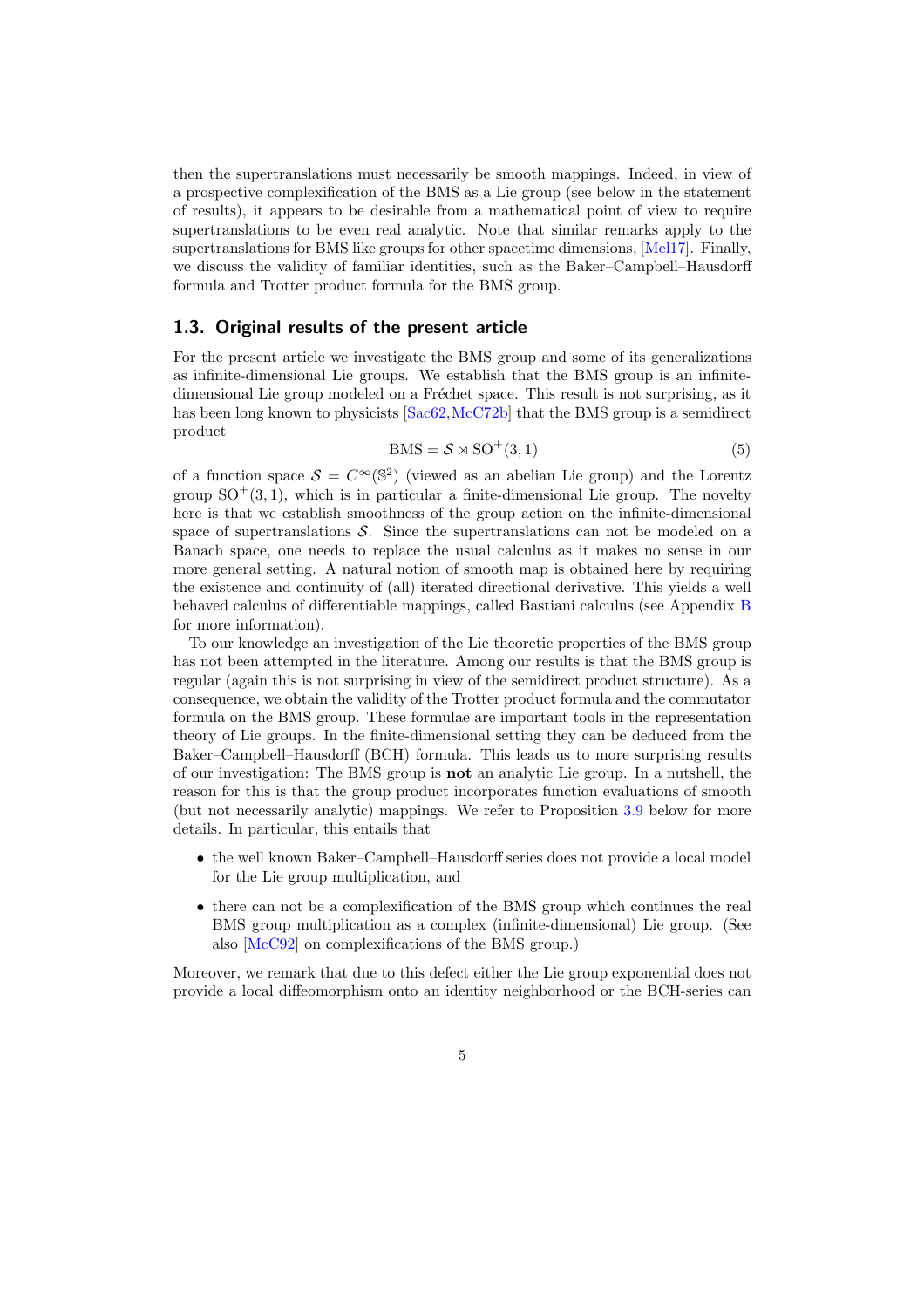then the supertranslations must necessarily be smooth mappings. Indeed, in view of a prospective complexification of the BMS as a Lie group (see below in the statement of results), it appears to be desirable from a mathematical point of view to require supertranslations to be even real analytic. Note that similar remarks apply to the supertranslations for BMS like groups for other spacetime dimensions, [Mel17]. Finally, we discuss the validity of familiar identities, such as the Baker–Campbell–Hausdorff formula and Trotter product formula for the BMS group.

## 1.3. Original results of the present article

For the present article we investigate the BMS group and some of its generalizations as infinite-dimensional Lie groups. We establish that the BMS group is an infinite-dimensional Lie group modeled on a Fréchet space. This result is not surprising, as it has been long known to physicists [Sac62,McC72b] that the BMS group is a semidirect product

$$\mathrm{BMS} = \mathcal{S} \rtimes \mathrm{SO}^+(3,1) \tag{5}$$

of a function space $\mathcal{S} = C^\infty(\mathbb{S}^2)$ (viewed as an abelian Lie group) and the Lorentz group $\mathrm{SO}^+(3,1)$, which is in particular a finite-dimensional Lie group. The novelty here is that we establish smoothness of the group action on the infinite-dimensional space of supertranslations $\mathcal{S}$. Since the supertranslations can not be modeled on a Banach space, one needs to replace the usual calculus as it makes no sense in our more general setting. A natural notion of smooth map is obtained here by requiring the existence and continuity of (all) iterated directional derivative. This yields a well behaved calculus of differentiable mappings, called Bastiani calculus (see Appendix B for more information).

To our knowledge an investigation of the Lie theoretic properties of the BMS group has not been attempted in the literature. Among our results is that the BMS group is regular (again this is not surprising in view of the semidirect product structure). As a consequence, we obtain the validity of the Trotter product formula and the commutator formula on the BMS group. These formulae are important tools in the representation theory of Lie groups. In the finite-dimensional setting they can be deduced from the Baker–Campbell–Hausdorff (BCH) formula. This leads us to more surprising results of our investigation: The BMS group is **not** an analytic Lie group. In a nutshell, the reason for this is that the group product incorporates function evaluations of smooth (but not necessarily analytic) mappings. We refer to Proposition 3.9 below for more details. In particular, this entails that

- the well known Baker–Campbell–Hausdorff series does not provide a local model for the Lie group multiplication, and
- there can not be a complexification of the BMS group which continues the real BMS group multiplication as a complex (infinite-dimensional) Lie group. (See also [McC92] on complexifications of the BMS group.)

Moreover, we remark that due to this defect either the Lie group exponential does not provide a local diffeomorphism onto an identity neighborhood or the BCH-series can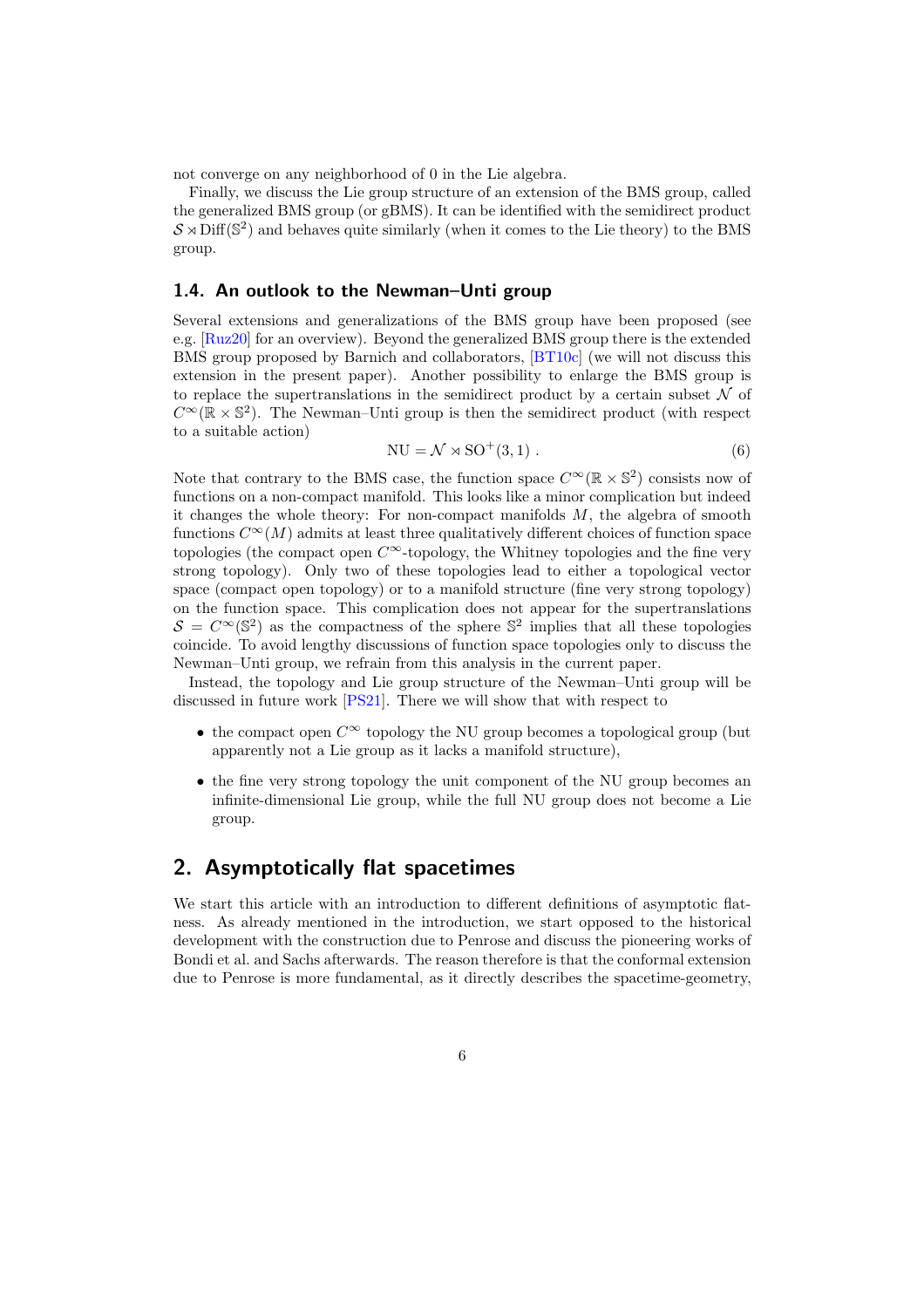not converge on any neighborhood of 0 in the Lie algebra.

Finally, we discuss the Lie group structure of an extension of the BMS group, called the generalized BMS group (or gBMS). It can be identified with the semidirect product $\mathcal{S} \rtimes \mathrm{Diff}(\mathbb{S}^2)$ and behaves quite similarly (when it comes to the Lie theory) to the BMS group.

### 1.4. An outlook to the Newman–Unti group

Several extensions and generalizations of the BMS group have been proposed (see e.g. [Ruz20] for an overview). Beyond the generalized BMS group there is the extended BMS group proposed by Barnich and collaborators, [BT10c] (we will not discuss this extension in the present paper). Another possibility to enlarge the BMS group is to replace the supertranslations in the semidirect product by a certain subset $\mathcal{N}$ of $C^\infty(\mathbb{R} \times \mathbb{S}^2)$. The Newman–Unti group is then the semidirect product (with respect to a suitable action)

$$\mathrm{NU} = \mathcal{N} \rtimes \mathrm{SO}^+(3,1) \ . \tag{6}$$

Note that contrary to the BMS case, the function space $C^\infty(\mathbb{R} \times \mathbb{S}^2)$ consists now of functions on a non-compact manifold. This looks like a minor complication but indeed it changes the whole theory: For non-compact manifolds $M$, the algebra of smooth functions $C^\infty(M)$ admits at least three qualitatively different choices of function space topologies (the compact open $C^\infty$-topology, the Whitney topologies and the fine very strong topology). Only two of these topologies lead to either a topological vector space (compact open topology) or to a manifold structure (fine very strong topology) on the function space. This complication does not appear for the supertranslations $\mathcal{S} = C^\infty(\mathbb{S}^2)$ as the compactness of the sphere $\mathbb{S}^2$ implies that all these topologies coincide. To avoid lengthy discussions of function space topologies only to discuss the Newman–Unti group, we refrain from this analysis in the current paper.

Instead, the topology and Lie group structure of the Newman–Unti group will be discussed in future work [PS21]. There we will show that with respect to

- the compact open $C^\infty$ topology the NU group becomes a topological group (but apparently not a Lie group as it lacks a manifold structure),
- the fine very strong topology the unit component of the NU group becomes an infinite-dimensional Lie group, while the full NU group does not become a Lie group.

## 2. Asymptotically flat spacetimes

We start this article with an introduction to different definitions of asymptotic flatness. As already mentioned in the introduction, we start opposed to the historical development with the construction due to Penrose and discuss the pioneering works of Bondi et al. and Sachs afterwards. The reason therefore is that the conformal extension due to Penrose is more fundamental, as it directly describes the spacetime-geometry,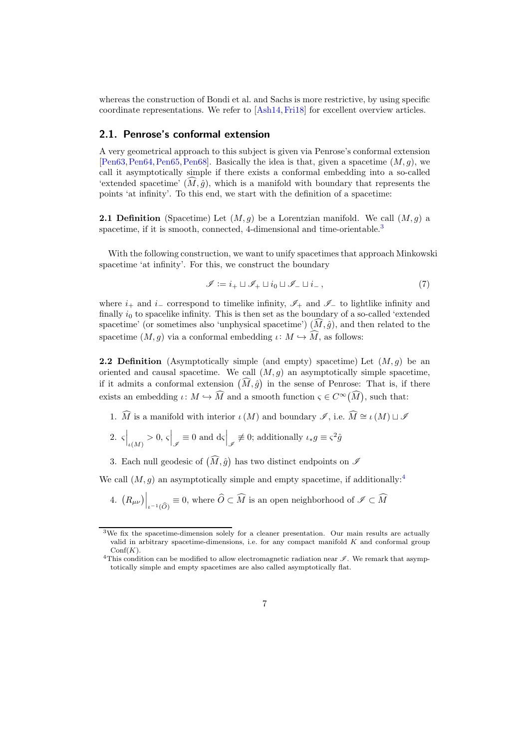whereas the construction of Bondi et al. and Sachs is more restrictive, by using specific coordinate representations. We refer to [Ash14, Fri18] for excellent overview articles.

## 2.1. Penrose's conformal extension

A very geometrical approach to this subject is given via Penrose's conformal extension [Pen63, Pen64, Pen65, Pen68]. Basically the idea is that, given a spacetime $(M, g)$, we call it asymptotically simple if there exists a conformal embedding into a so-called 'extended spacetime' $(\widehat{M}, \hat{g})$, which is a manifold with boundary that represents the points 'at infinity'. To this end, we start with the definition of a spacetime:

**2.1 Definition** (Spacetime) Let $(M, g)$ be a Lorentzian manifold. We call $(M, g)$ a spacetime, if it is smooth, connected, 4-dimensional and time-orientable.[3]

With the following construction, we want to unify spacetimes that approach Minkowski spacetime 'at infinity'. For this, we construct the boundary

$$\mathscr{I} := i_+ \sqcup \mathscr{I}_+ \sqcup i_0 \sqcup \mathscr{I}_- \sqcup i_- \,, \tag{7}$$

where $i_+$ and $i_-$ correspond to timelike infinity, $\mathscr{I}_+$ and $\mathscr{I}_-$ to lightlike infinity and finally $i_0$ to spacelike infinity. This is then set as the boundary of a so-called 'extended spacetime' (or sometimes also 'unphysical spacetime') $(\widehat{M}, \hat{g})$, and then related to the spacetime $(M, g)$ via a conformal embedding $\iota \colon M \hookrightarrow \widehat{M}$, as follows:

**2.2 Definition** (Asymptotically simple (and empty) spacetime) Let $(M, g)$ be an oriented and causal spacetime. We call $(M, g)$ an asymptotically simple spacetime, if it admits a conformal extension $(\widehat{M}, \hat{g})$ in the sense of Penrose: That is, if there exists an embedding $\iota \colon M \hookrightarrow \widehat{M}$ and a smooth function $\varsigma \in C^\infty(\widehat{M})$, such that:

1. $\widehat{M}$ is a manifold with interior $\iota(M)$ and boundary $\mathscr{I}$, i.e. $\widehat{M} \cong \iota(M) \sqcup \mathscr{I}$
2. $\varsigma\big|_{\iota(M)} > 0$, $\varsigma\big|_{\mathscr{I}} \equiv 0$ and $\mathrm{d}\varsigma\big|_{\mathscr{I}} \not\equiv 0$; additionally $\iota_* g \equiv \varsigma^2 \hat{g}$
3. Each null geodesic of $(\widehat{M}, \hat{g})$ has two distinct endpoints on $\mathscr{I}$

We call $(M, g)$ an asymptotically simple and empty spacetime, if additionally:[4]

4. $(R_{\mu\nu})\big|_{\iota^{-1}(\widehat{O})} \equiv 0$, where $\widehat{O} \subset \widehat{M}$ is an open neighborhood of $\mathscr{I} \subset \widehat{M}$

[3] We fix the spacetime-dimension solely for a cleaner presentation. Our main results are actually valid in arbitrary spacetime-dimensions, i.e. for any compact manifold $K$ and conformal group $\mathrm{Conf}(K)$.

[4] This condition can be modified to allow electromagnetic radiation near $\mathscr{I}$. We remark that asymptotically simple and empty spacetimes are also called asymptotically flat.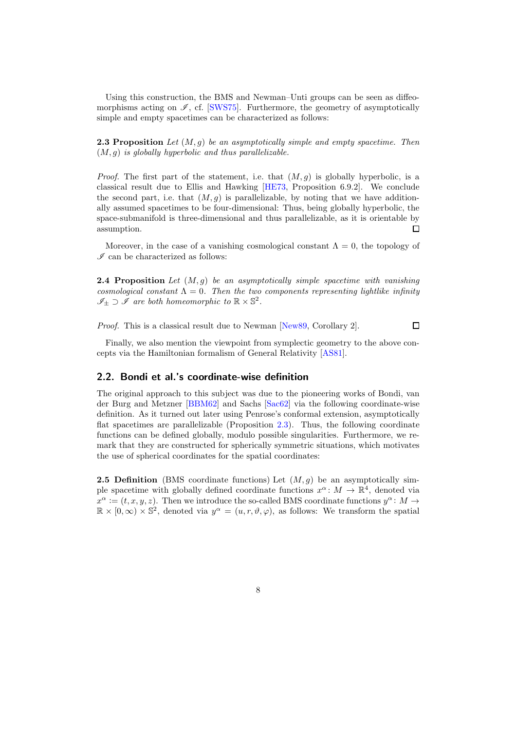Using this construction, the BMS and Newman–Unti groups can be seen as diffeomorphisms acting on $\mathscr{I}$, cf. [SWS75]. Furthermore, the geometry of asymptotically simple and empty spacetimes can be characterized as follows:

**2.3 Proposition** *Let $(M, g)$ be an asymptotically simple and empty spacetime. Then $(M, g)$ is globally hyperbolic and thus parallelizable.*

*Proof.* The first part of the statement, i.e. that $(M, g)$ is globally hyperbolic, is a classical result due to Ellis and Hawking [HE73, Proposition 6.9.2]. We conclude the second part, i.e. that $(M, g)$ is parallelizable, by noting that we have additionally assumed spacetimes to be four-dimensional: Thus, being globally hyperbolic, the space-submanifold is three-dimensional and thus parallelizable, as it is orientable by assumption. □

Moreover, in the case of a vanishing cosmological constant $\Lambda = 0$, the topology of $\mathscr{I}$ can be characterized as follows:

**2.4 Proposition** *Let $(M, g)$ be an asymptotically simple spacetime with vanishing cosmological constant $\Lambda = 0$. Then the two components representing lightlike infinity $\mathscr{I}_\pm \supset \mathscr{I}$ are both homeomorphic to $\mathbb{R} \times \mathbb{S}^2$.*

*Proof.* This is a classical result due to Newman [New89, Corollary 2]. □

Finally, we also mention the viewpoint from symplectic geometry to the above concepts via the Hamiltonian formalism of General Relativity [AS81].

## 2.2. Bondi et al.'s coordinate-wise definition

The original approach to this subject was due to the pioneering works of Bondi, van der Burg and Metzner [BBM62] and Sachs [Sac62] via the following coordinate-wise definition. As it turned out later using Penrose's conformal extension, asymptotically flat spacetimes are parallelizable (Proposition 2.3). Thus, the following coordinate functions can be defined globally, modulo possible singularities. Furthermore, we remark that they are constructed for spherically symmetric situations, which motivates the use of spherical coordinates for the spatial coordinates:

**2.5 Definition** (BMS coordinate functions) Let $(M, g)$ be an asymptotically simple spacetime with globally defined coordinate functions $x^\alpha \colon M \to \mathbb{R}^4$, denoted via $x^\alpha := (t, x, y, z)$. Then we introduce the so-called BMS coordinate functions $y^\alpha \colon M \to \mathbb{R} \times [0, \infty) \times \mathbb{S}^2$, denoted via $y^\alpha = (u, r, \vartheta, \varphi)$, as follows: We transform the spatial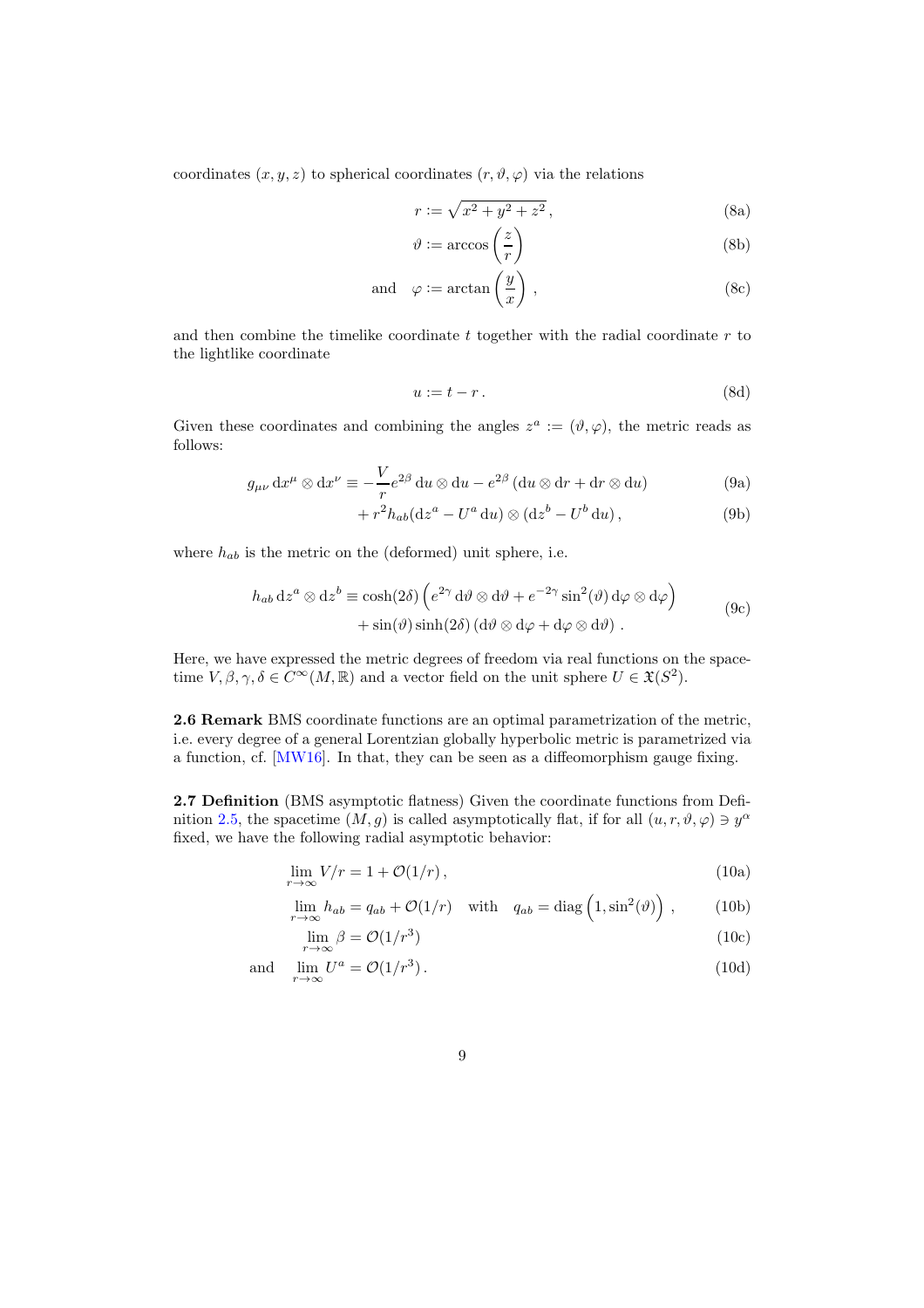coordinates $(x, y, z)$ to spherical coordinates $(r, \vartheta, \varphi)$ via the relations

$$r := \sqrt{x^2 + y^2 + z^2}\,, \tag{8a}$$

$$\vartheta := \arccos\left(\frac{z}{r}\right) \tag{8b}$$

$$\text{and} \quad \varphi := \arctan\left(\frac{y}{x}\right)\,, \tag{8c}$$

and then combine the timelike coordinate $t$ together with the radial coordinate $r$ to the lightlike coordinate

$$u := t - r\,. \tag{8d}$$

Given these coordinates and combining the angles $z^a := (\vartheta, \varphi)$, the metric reads as follows:

$$g_{\mu\nu}\,\mathrm{d}x^\mu \otimes \mathrm{d}x^\nu \equiv -\frac{V}{r}e^{2\beta}\,\mathrm{d}u \otimes \mathrm{d}u - e^{2\beta}\left(\mathrm{d}u \otimes \mathrm{d}r + \mathrm{d}r \otimes \mathrm{d}u\right) \tag{9a}$$

$$+ r^2 h_{ab}(\mathrm{d}z^a - U^a\,\mathrm{d}u) \otimes (\mathrm{d}z^b - U^b\,\mathrm{d}u)\,, \tag{9b}$$

where $h_{ab}$ is the metric on the (deformed) unit sphere, i.e.

$$\begin{aligned} h_{ab}\,\mathrm{d}z^a \otimes \mathrm{d}z^b \equiv \cosh(2\delta)\left(e^{2\gamma}\,\mathrm{d}\vartheta \otimes \mathrm{d}\vartheta + e^{-2\gamma}\sin^2(\vartheta)\,\mathrm{d}\varphi \otimes \mathrm{d}\varphi\right) \\ + \sin(\vartheta)\sinh(2\delta)\left(\mathrm{d}\vartheta \otimes \mathrm{d}\varphi + \mathrm{d}\varphi \otimes \mathrm{d}\vartheta\right)\,. \end{aligned} \tag{9c}$$

Here, we have expressed the metric degrees of freedom via real functions on the spacetime $V, \beta, \gamma, \delta \in C^\infty(M, \mathbb{R})$ and a vector field on the unit sphere $U \in \mathfrak{X}(S^2)$.

**2.6 Remark** BMS coordinate functions are an optimal parametrization of the metric, i.e. every degree of a general Lorentzian globally hyperbolic metric is parametrized via a function, cf. [MW16]. In that, they can be seen as a diffeomorphism gauge fixing.

**2.7 Definition** (BMS asymptotic flatness) Given the coordinate functions from Definition 2.5, the spacetime $(M, g)$ is called asymptotically flat, if for all $(u, r, \vartheta, \varphi) \ni y^\alpha$ fixed, we have the following radial asymptotic behavior:

$$\lim_{r\to\infty} V/r = 1 + \mathcal{O}(1/r)\,, \tag{10a}$$

$$\lim_{r\to\infty} h_{ab} = q_{ab} + \mathcal{O}(1/r) \quad \text{with} \quad q_{ab} = \mathrm{diag}\left(1, \sin^2(\vartheta)\right)\,, \tag{10b}$$

$$\lim_{r\to\infty} \beta = \mathcal{O}(1/r^3) \tag{10c}$$

$$\text{and} \quad \lim_{r\to\infty} U^a = \mathcal{O}(1/r^3)\,. \tag{10d}$$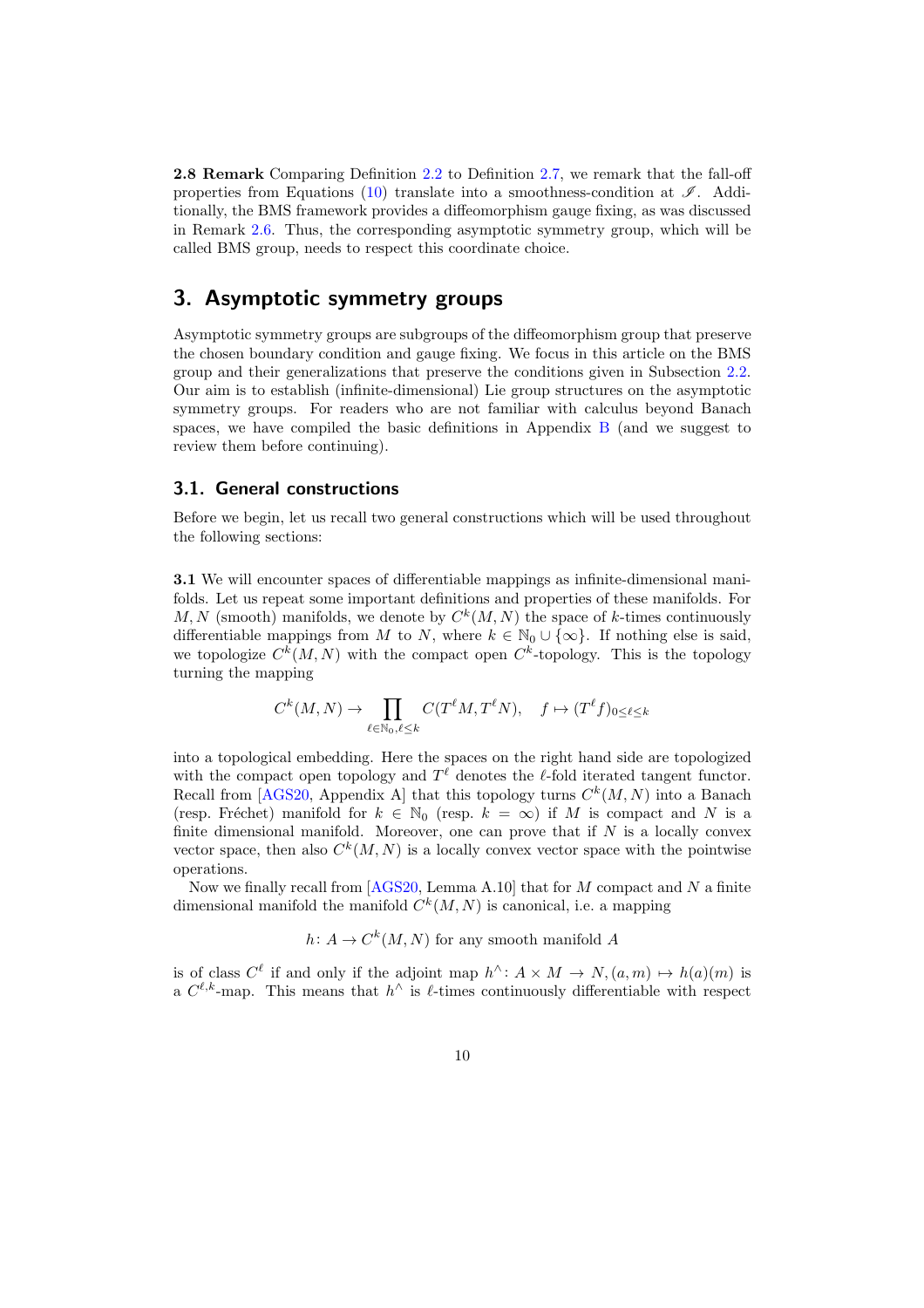**2.8 Remark** Comparing Definition 2.2 to Definition 2.7, we remark that the fall-off properties from Equations (10) translate into a smoothness-condition at $\mathscr{I}$. Additionally, the BMS framework provides a diffeomorphism gauge fixing, as was discussed in Remark 2.6. Thus, the corresponding asymptotic symmetry group, which will be called BMS group, needs to respect this coordinate choice.

# 3. Asymptotic symmetry groups

Asymptotic symmetry groups are subgroups of the diffeomorphism group that preserve the chosen boundary condition and gauge fixing. We focus in this article on the BMS group and their generalizations that preserve the conditions given in Subsection 2.2. Our aim is to establish (infinite-dimensional) Lie group structures on the asymptotic symmetry groups. For readers who are not familiar with calculus beyond Banach spaces, we have compiled the basic definitions in Appendix B (and we suggest to review them before continuing).

## 3.1. General constructions

Before we begin, let us recall two general constructions which will be used throughout the following sections:

**3.1** We will encounter spaces of differentiable mappings as infinite-dimensional manifolds. Let us repeat some important definitions and properties of these manifolds. For $M, N$ (smooth) manifolds, we denote by $C^k(M,N)$ the space of $k$-times continuously differentiable mappings from $M$ to $N$, where $k \in \mathbb{N}_0 \cup \{\infty\}$. If nothing else is said, we topologize $C^k(M,N)$ with the compact open $C^k$-topology. This is the topology turning the mapping

$$C^k(M,N) \to \prod_{\ell \in \mathbb{N}_0, \ell \leq k} C(T^\ell M, T^\ell N), \quad f \mapsto (T^\ell f)_{0 \leq \ell \leq k}$$

into a topological embedding. Here the spaces on the right hand side are topologized with the compact open topology and $T^\ell$ denotes the $\ell$-fold iterated tangent functor. Recall from [AGS20, Appendix A] that this topology turns $C^k(M,N)$ into a Banach (resp. Fréchet) manifold for $k \in \mathbb{N}_0$ (resp. $k = \infty$) if $M$ is compact and $N$ is a finite dimensional manifold. Moreover, one can prove that if $N$ is a locally convex vector space, then also $C^k(M,N)$ is a locally convex vector space with the pointwise operations.

Now we finally recall from [AGS20, Lemma A.10] that for $M$ compact and $N$ a finite dimensional manifold the manifold $C^k(M,N)$ is canonical, i.e. a mapping

$$h \colon A \to C^k(M,N) \text{ for any smooth manifold } A$$

is of class $C^\ell$ if and only if the adjoint map $h^\wedge \colon A \times M \to N, (a,m) \mapsto h(a)(m)$ is a $C^{\ell,k}$-map. This means that $h^\wedge$ is $\ell$-times continuously differentiable with respect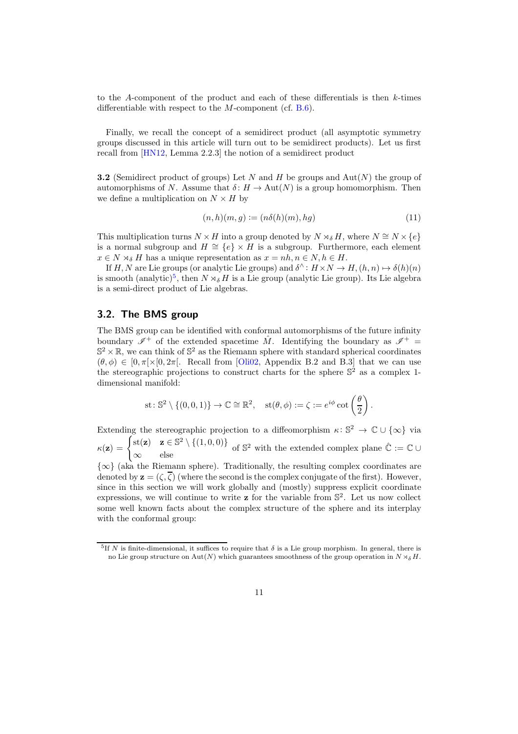to the $A$-component of the product and each of these differentials is then $k$-times differentiable with respect to the $M$-component (cf. B.6).

Finally, we recall the concept of a semidirect product (all asymptotic symmetry groups discussed in this article will turn out to be semidirect products). Let us first recall from [HN12, Lemma 2.2.3] the notion of a semidirect product

**3.2** (Semidirect product of groups) Let $N$ and $H$ be groups and $\operatorname{Aut}(N)$ the group of automorphisms of $N$. Assume that $\delta \colon H \to \operatorname{Aut}(N)$ is a group homomorphism. Then we define a multiplication on $N \times H$ by

$$(n, h)(m, g) := (n\delta(h)(m), hg) \tag{11}$$

This multiplication turns $N \times H$ into a group denoted by $N \rtimes_\delta H$, where $N \cong N \times \{e\}$ is a normal subgroup and $H \cong \{e\} \times H$ is a subgroup. Furthermore, each element $x \in N \rtimes_\delta H$ has a unique representation as $x = nh, n \in N, h \in H$.

If $H, N$ are Lie groups (or analytic Lie groups) and $\delta^\wedge \colon H \times N \to H, (h, n) \mapsto \delta(h)(n)$ is smooth (analytic)[5], then $N \rtimes_\delta H$ is a Lie group (analytic Lie group). Its Lie algebra is a semi-direct product of Lie algebras.

## 3.2. The BMS group

The BMS group can be identified with conformal automorphisms of the future infinity boundary $\mathscr{I}^+$ of the extended spacetime $\hat{M}$. Identifying the boundary as $\mathscr{I}^+ = \mathbb{S}^2 \times \mathbb{R}$, we can think of $\mathbb{S}^2$ as the Riemann sphere with standard spherical coordinates $(\theta, \phi) \in [0, \pi[ \times [0, 2\pi[$. Recall from [Oli02, Appendix B.2 and B.3] that we can use the stereographic projections to construct charts for the sphere $\mathbb{S}^2$ as a complex 1-dimensional manifold:

$$\operatorname{st} \colon \mathbb{S}^2 \setminus \{(0,0,1)\} \to \mathbb{C} \cong \mathbb{R}^2, \quad \operatorname{st}(\theta, \phi) := \zeta := e^{i\phi} \cot\left(\frac{\theta}{2}\right).$$

Extending the stereographic projection to a diffeomorphism $\kappa \colon \mathbb{S}^2 \to \mathbb{C} \cup \{\infty\}$ via $\kappa(\mathbf{z}) = \begin{cases} \operatorname{st}(\mathbf{z}) & \mathbf{z} \in \mathbb{S}^2 \setminus \{(1,0,0)\} \\ \infty & \text{else} \end{cases}$ of $\mathbb{S}^2$ with the extended complex plane $\hat{\mathbb{C}} := \mathbb{C} \cup \{\infty\}$ (aka the Riemann sphere). Traditionally, the resulting complex coordinates are denoted by $\mathbf{z} = (\zeta, \overline{\zeta})$ (where the second is the complex conjugate of the first). However, since in this section we will work globally and (mostly) suppress explicit coordinate expressions, we will continue to write $\mathbf{z}$ for the variable from $\mathbb{S}^2$. Let us now collect some well known facts about the complex structure of the sphere and its interplay with the conformal group:

[5] If $N$ is finite-dimensional, it suffices to require that $\delta$ is a Lie group morphism. In general, there is no Lie group structure on $\operatorname{Aut}(N)$ which guarantees smoothness of the group operation in $N \rtimes_\delta H$.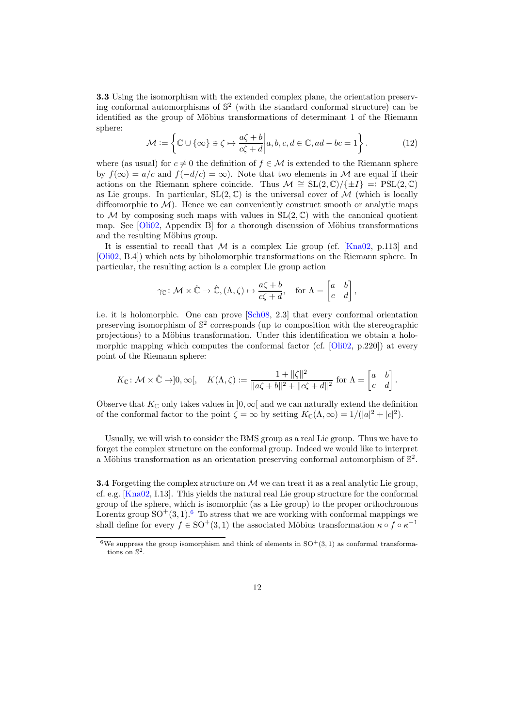**3.3** Using the isomorphism with the extended complex plane, the orientation preserving conformal automorphisms of $\mathbb{S}^2$ (with the standard conformal structure) can be identified as the group of Möbius transformations of determinant 1 of the Riemann sphere:

$$\mathcal{M} := \left\{ \mathbb{C} \cup \{\infty\} \ni \zeta \mapsto \frac{a\zeta + b}{c\zeta + d} \middle| a, b, c, d \in \mathbb{C}, ad - bc = 1 \right\}. \tag{12}$$

where (as usual) for $c \neq 0$ the definition of $f \in \mathcal{M}$ is extended to the Riemann sphere by $f(\infty) = a/c$ and $f(-d/c) = \infty$). Note that two elements in $\mathcal{M}$ are equal if their actions on the Riemann sphere coincide. Thus $\mathcal{M} \cong \mathrm{SL}(2,\mathbb{C})/\{\pm I\} =: \mathrm{PSL}(2,\mathbb{C})$ as Lie groups. In particular, $\mathrm{SL}(2,\mathbb{C})$ is the universal cover of $\mathcal{M}$ (which is locally diffeomorphic to $\mathcal{M}$). Hence we can conveniently construct smooth or analytic maps to $\mathcal{M}$ by composing such maps with values in $\mathrm{SL}(2,\mathbb{C})$ with the canonical quotient map. See [Oli02, Appendix B] for a thorough discussion of Möbius transformations and the resulting Möbius group.

It is essential to recall that $\mathcal{M}$ is a complex Lie group (cf. [Kna02, p.113] and [Oli02, B.4]) which acts by biholomorphic transformations on the Riemann sphere. In particular, the resulting action is a complex Lie group action

$$\gamma_{\mathbb{C}} \colon \mathcal{M} \times \hat{\mathbb{C}} \to \hat{\mathbb{C}}, (\Lambda, \zeta) \mapsto \frac{a\zeta + b}{c\zeta + d}, \quad \text{for } \Lambda = \begin{bmatrix} a & b \\ c & d \end{bmatrix},$$

i.e. it is holomorphic. One can prove [Sch08, 2.3] that every conformal orientation preserving isomorphism of $\mathbb{S}^2$ corresponds (up to composition with the stereographic projections) to a Möbius transformation. Under this identification we obtain a holomorphic mapping which computes the conformal factor (cf. [Oli02, p.220]) at every point of the Riemann sphere:

$$K_{\mathbb{C}} \colon \mathcal{M} \times \hat{\mathbb{C}} \to ]0, \infty[, \quad K(\Lambda, \zeta) := \frac{1 + \|\zeta\|^2}{\|a\zeta + b\|^2 + \|c\zeta + d\|^2} \text{ for } \Lambda = \begin{bmatrix} a & b \\ c & d \end{bmatrix}.$$

Observe that $K_{\mathbb{C}}$ only takes values in $]0, \infty[$ and we can naturally extend the definition of the conformal factor to the point $\zeta = \infty$ by setting $K_{\mathbb{C}}(\Lambda, \infty) = 1/(|a|^2 + |c|^2)$.

Usually, we will wish to consider the BMS group as a real Lie group. Thus we have to forget the complex structure on the conformal group. Indeed we would like to interpret a Möbius transformation as an orientation preserving conformal automorphism of $\mathbb{S}^2$.

**3.4** Forgetting the complex structure on $\mathcal{M}$ we can treat it as a real analytic Lie group, cf. e.g. [Kna02, I.13]. This yields the natural real Lie group structure for the conformal group of the sphere, which is isomorphic (as a Lie group) to the proper orthochronous Lorentz group $\mathrm{SO}^+(3,1)$.[6] To stress that we are working with conformal mappings we shall define for every $f \in \mathrm{SO}^+(3,1)$ the associated Möbius transformation $\kappa \circ f \circ \kappa^{-1}$

[6] We suppress the group isomorphism and think of elements in $\mathrm{SO}^+(3,1)$ as conformal transformations on $\mathbb{S}^2$.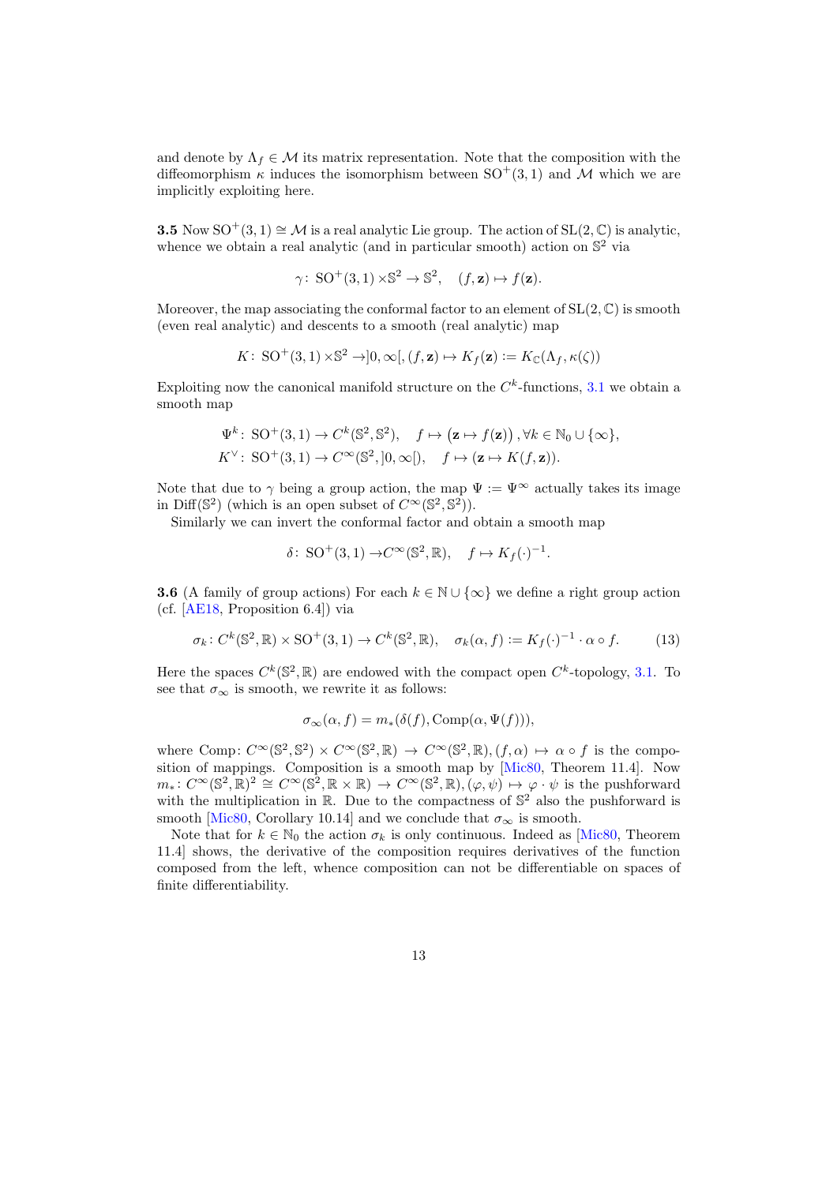and denote by $\Lambda_f \in \mathcal{M}$ its matrix representation. Note that the composition with the diffeomorphism $\kappa$ induces the isomorphism between $\mathrm{SO}^+(3,1)$ and $\mathcal{M}$ which we are implicitly exploiting here.

**3.5** Now $\mathrm{SO}^+(3,1) \cong \mathcal{M}$ is a real analytic Lie group. The action of $\mathrm{SL}(2,\mathbb{C})$ is analytic, whence we obtain a real analytic (and in particular smooth) action on $\mathbb{S}^2$ via

$$\gamma\colon \mathrm{SO}^+(3,1) \times \mathbb{S}^2 \to \mathbb{S}^2, \quad (f, \mathbf{z}) \mapsto f(\mathbf{z}).$$

Moreover, the map associating the conformal factor to an element of $\mathrm{SL}(2,\mathbb{C})$ is smooth (even real analytic) and descents to a smooth (real analytic) map

$$K\colon \mathrm{SO}^+(3,1) \times \mathbb{S}^2 \to ]0,\infty[, (f,\mathbf{z}) \mapsto K_f(\mathbf{z}) := K_{\mathbb{C}}(\Lambda_f, \kappa(\zeta))$$

Exploiting now the canonical manifold structure on the $C^k$-functions, 3.1 we obtain a smooth map

$$\Psi^k\colon \mathrm{SO}^+(3,1) \to C^k(\mathbb{S}^2,\mathbb{S}^2), \quad f \mapsto \big(\mathbf{z} \mapsto f(\mathbf{z})\big), \forall k \in \mathbb{N}_0 \cup \{\infty\},$$
$$K^\vee\colon \mathrm{SO}^+(3,1) \to C^\infty(\mathbb{S}^2, ]0,\infty[), \quad f \mapsto (\mathbf{z} \mapsto K(f,\mathbf{z})).$$

Note that due to $\gamma$ being a group action, the map $\Psi := \Psi^\infty$ actually takes its image in $\mathrm{Diff}(\mathbb{S}^2)$ (which is an open subset of $C^\infty(\mathbb{S}^2,\mathbb{S}^2)$).

Similarly we can invert the conformal factor and obtain a smooth map

$$\delta\colon \mathrm{SO}^+(3,1) \to C^\infty(\mathbb{S}^2,\mathbb{R}), \quad f \mapsto K_f(\cdot)^{-1}.$$

**3.6** (A family of group actions) For each $k \in \mathbb{N} \cup \{\infty\}$ we define a right group action (cf. [AE18, Proposition 6.4]) via

$$\sigma_k\colon C^k(\mathbb{S}^2,\mathbb{R}) \times \mathrm{SO}^+(3,1) \to C^k(\mathbb{S}^2,\mathbb{R}), \quad \sigma_k(\alpha, f) := K_f(\cdot)^{-1} \cdot \alpha \circ f. \tag{13}$$

Here the spaces $C^k(\mathbb{S}^2,\mathbb{R})$ are endowed with the compact open $C^k$-topology, 3.1. To see that $\sigma_\infty$ is smooth, we rewrite it as follows:

$$\sigma_\infty(\alpha, f) = m_*(\delta(f), \mathrm{Comp}(\alpha, \Psi(f))),$$

where $\mathrm{Comp}\colon C^\infty(\mathbb{S}^2,\mathbb{S}^2) \times C^\infty(\mathbb{S}^2,\mathbb{R}) \to C^\infty(\mathbb{S}^2,\mathbb{R}), (f,\alpha) \mapsto \alpha \circ f$ is the composition of mappings. Composition is a smooth map by [Mic80, Theorem 11.4]. Now $m_*\colon C^\infty(\mathbb{S}^2,\mathbb{R})^2 \cong C^\infty(\mathbb{S}^2,\mathbb{R}\times\mathbb{R}) \to C^\infty(\mathbb{S}^2,\mathbb{R}), (\varphi,\psi) \mapsto \varphi\cdot\psi$ is the pushforward with the multiplication in $\mathbb{R}$. Due to the compactness of $\mathbb{S}^2$ also the pushforward is smooth [Mic80, Corollary 10.14] and we conclude that $\sigma_\infty$ is smooth.

Note that for $k \in \mathbb{N}_0$ the action $\sigma_k$ is only continuous. Indeed as [Mic80, Theorem 11.4] shows, the derivative of the composition requires derivatives of the function composed from the left, whence composition can not be differentiable on spaces of finite differentiability.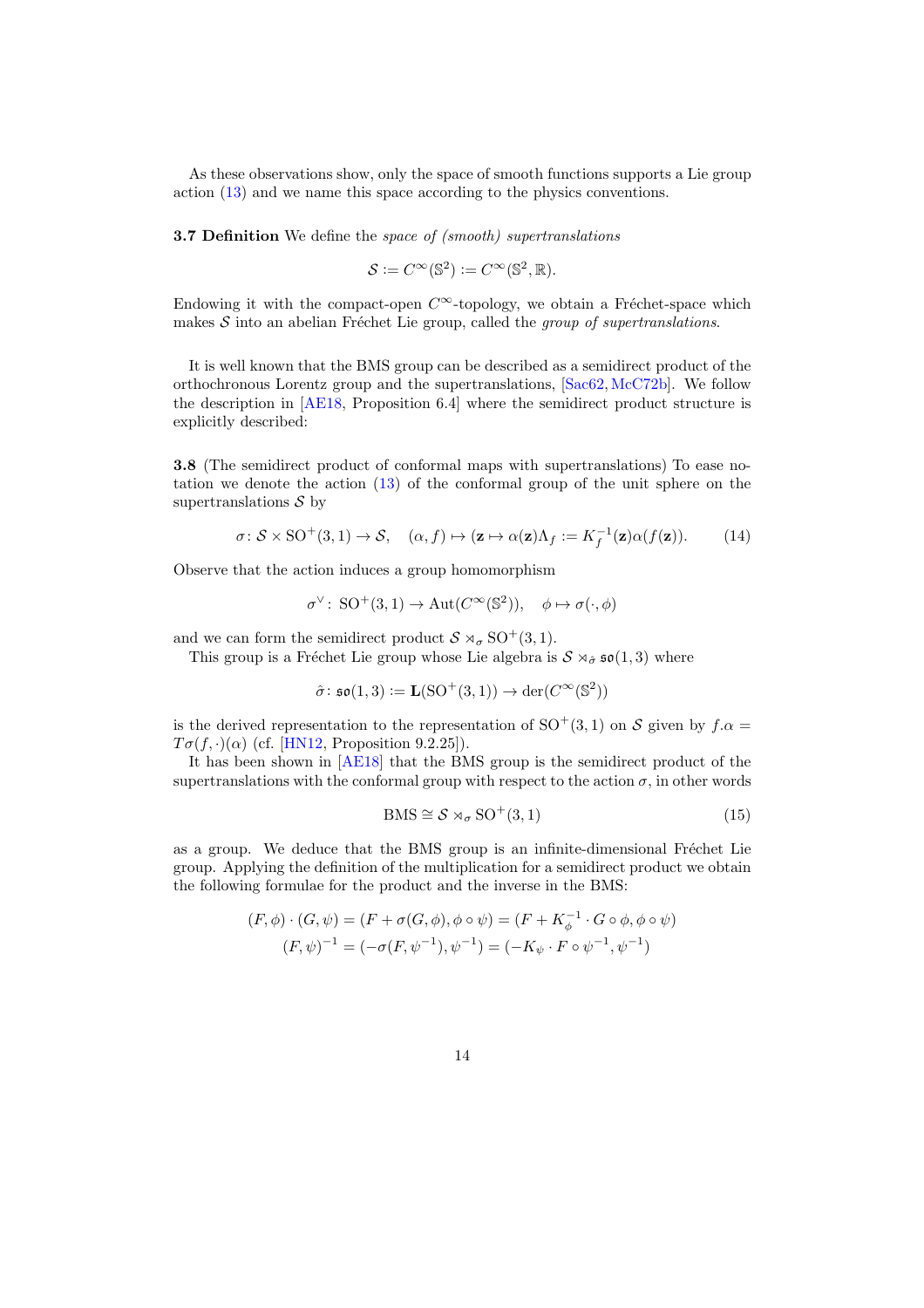As these observations show, only the space of smooth functions supports a Lie group action (13) and we name this space according to the physics conventions.

**3.7 Definition** We define the *space of (smooth) supertranslations*

$$\mathcal{S} := C^\infty(\mathbb{S}^2) := C^\infty(\mathbb{S}^2, \mathbb{R}).$$

Endowing it with the compact-open $C^\infty$-topology, we obtain a Fréchet-space which makes $\mathcal{S}$ into an abelian Fréchet Lie group, called the *group of supertranslations*.

It is well known that the BMS group can be described as a semidirect product of the orthochronous Lorentz group and the supertranslations, [Sac62, McC72b]. We follow the description in [AE18, Proposition 6.4] where the semidirect product structure is explicitly described:

**3.8** (The semidirect product of conformal maps with supertranslations) To ease notation we denote the action (13) of the conformal group of the unit sphere on the supertranslations $\mathcal{S}$ by

$$\sigma \colon \mathcal{S} \times \mathrm{SO}^+(3,1) \to \mathcal{S}, \quad (\alpha, f) \mapsto (\mathbf{z} \mapsto \alpha(\mathbf{z})\Lambda_f := K_f^{-1}(\mathbf{z})\alpha(f(\mathbf{z})). \tag{14}$$

Observe that the action induces a group homomorphism

$$\sigma^\vee \colon \mathrm{SO}^+(3,1) \to \mathrm{Aut}(C^\infty(\mathbb{S}^2)), \quad \phi \mapsto \sigma(\cdot, \phi)$$

and we can form the semidirect product $\mathcal{S} \rtimes_\sigma \mathrm{SO}^+(3,1)$.

This group is a Fréchet Lie group whose Lie algebra is $\mathcal{S} \rtimes_{\hat{\sigma}} \mathfrak{so}(1,3)$ where

$$\hat{\sigma} \colon \mathfrak{so}(1,3) := \mathbf{L}(\mathrm{SO}^+(3,1)) \to \mathrm{der}(C^\infty(\mathbb{S}^2))$$

is the derived representation to the representation of $\mathrm{SO}^+(3,1)$ on $\mathcal{S}$ given by $f.\alpha = T\sigma(f, \cdot)(\alpha)$ (cf. [HN12, Proposition 9.2.25]).

It has been shown in [AE18] that the BMS group is the semidirect product of the supertranslations with the conformal group with respect to the action $\sigma$, in other words

$$\mathrm{BMS} \cong \mathcal{S} \rtimes_\sigma \mathrm{SO}^+(3,1) \tag{15}$$

as a group. We deduce that the BMS group is an infinite-dimensional Fréchet Lie group. Applying the definition of the multiplication for a semidirect product we obtain the following formulae for the product and the inverse in the BMS:

$$(F, \phi) \cdot (G, \psi) = (F + \sigma(G, \phi), \phi \circ \psi) = (F + K_\phi^{-1} \cdot G \circ \phi, \phi \circ \psi)$$
$$(F, \psi)^{-1} = (-\sigma(F, \psi^{-1}), \psi^{-1}) = (-K_\psi \cdot F \circ \psi^{-1}, \psi^{-1})$$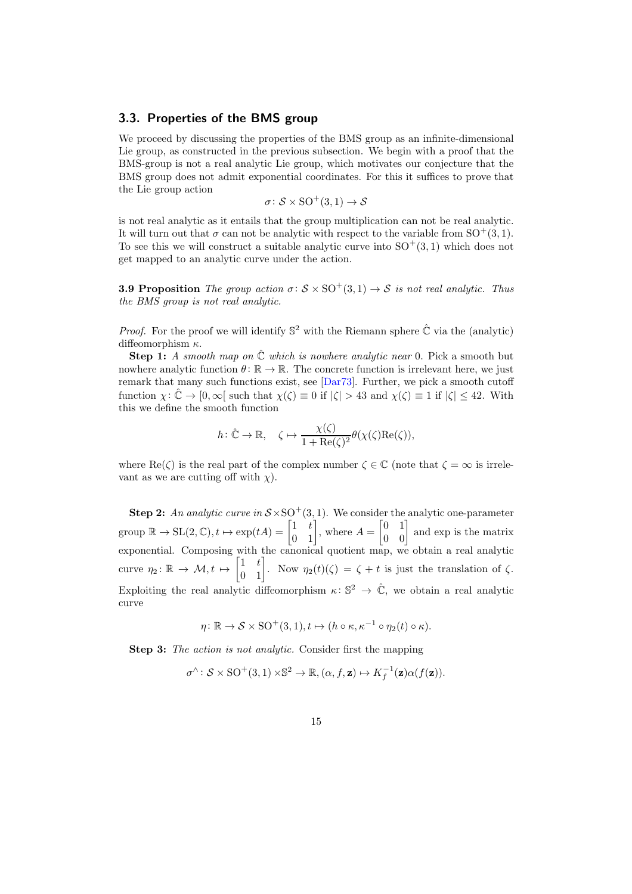### 3.3. Properties of the BMS group

We proceed by discussing the properties of the BMS group as an infinite-dimensional Lie group, as constructed in the previous subsection. We begin with a proof that the BMS-group is not a real analytic Lie group, which motivates our conjecture that the BMS group does not admit exponential coordinates. For this it suffices to prove that the Lie group action

$$\sigma\colon \mathcal{S} \times \mathrm{SO}^+(3,1) \to \mathcal{S}$$

is not real analytic as it entails that the group multiplication can not be real analytic. It will turn out that $\sigma$ can not be analytic with respect to the variable from $\mathrm{SO}^+(3,1)$. To see this we will construct a suitable analytic curve into $\mathrm{SO}^+(3,1)$ which does not get mapped to an analytic curve under the action.

**3.9 Proposition** *The group action $\sigma\colon \mathcal{S} \times \mathrm{SO}^+(3,1) \to \mathcal{S}$ is not real analytic. Thus the BMS group is not real analytic.*

*Proof.* For the proof we will identify $\mathbb{S}^2$ with the Riemann sphere $\hat{\mathbb{C}}$ via the (analytic) diffeomorphism $\kappa$.

**Step 1:** *A smooth map on $\hat{\mathbb{C}}$ which is nowhere analytic near* 0. Pick a smooth but nowhere analytic function $\theta\colon \mathbb{R} \to \mathbb{R}$. The concrete function is irrelevant here, we just remark that many such functions exist, see [Dar73]. Further, we pick a smooth cutoff function $\chi\colon \hat{\mathbb{C}} \to [0, \infty[$ such that $\chi(\zeta) \equiv 0$ if $|\zeta| > 43$ and $\chi(\zeta) \equiv 1$ if $|\zeta| \leq 42$. With this we define the smooth function

$$h\colon \hat{\mathbb{C}} \to \mathbb{R}, \quad \zeta \mapsto \frac{\chi(\zeta)}{1 + \mathrm{Re}(\zeta)^2}\theta(\chi(\zeta)\mathrm{Re}(\zeta)),$$

where $\mathrm{Re}(\zeta)$ is the real part of the complex number $\zeta \in \mathbb{C}$ (note that $\zeta = \infty$ is irrelevant as we are cutting off with $\chi$).

**Step 2:** *An analytic curve in $\mathcal{S} \times \mathrm{SO}^+(3,1)$.* We consider the analytic one-parameter group $\mathbb{R} \to \mathrm{SL}(2,\mathbb{C}), t \mapsto \exp(tA) = \begin{bmatrix} 1 & t \\ 0 & 1 \end{bmatrix}$, where $A = \begin{bmatrix} 0 & 1 \\ 0 & 0 \end{bmatrix}$ and exp is the matrix exponential. Composing with the canonical quotient map, we obtain a real analytic curve $\eta_2\colon \mathbb{R} \to \mathcal{M}, t \mapsto \begin{bmatrix} 1 & t \\ 0 & 1 \end{bmatrix}$. Now $\eta_2(t)(\zeta) = \zeta + t$ is just the translation of $\zeta$. Exploiting the real analytic diffeomorphism $\kappa\colon \mathbb{S}^2 \to \hat{\mathbb{C}}$, we obtain a real analytic curve

$$\eta\colon \mathbb{R} \to \mathcal{S} \times \mathrm{SO}^+(3,1), t \mapsto (h \circ \kappa, \kappa^{-1} \circ \eta_2(t) \circ \kappa).$$

**Step 3:** *The action is not analytic.* Consider first the mapping

$$\sigma^\wedge\colon \mathcal{S} \times \mathrm{SO}^+(3,1) \times \mathbb{S}^2 \to \mathbb{R}, (\alpha, f, \mathbf{z}) \mapsto K_f^{-1}(\mathbf{z})\alpha(f(\mathbf{z})).$$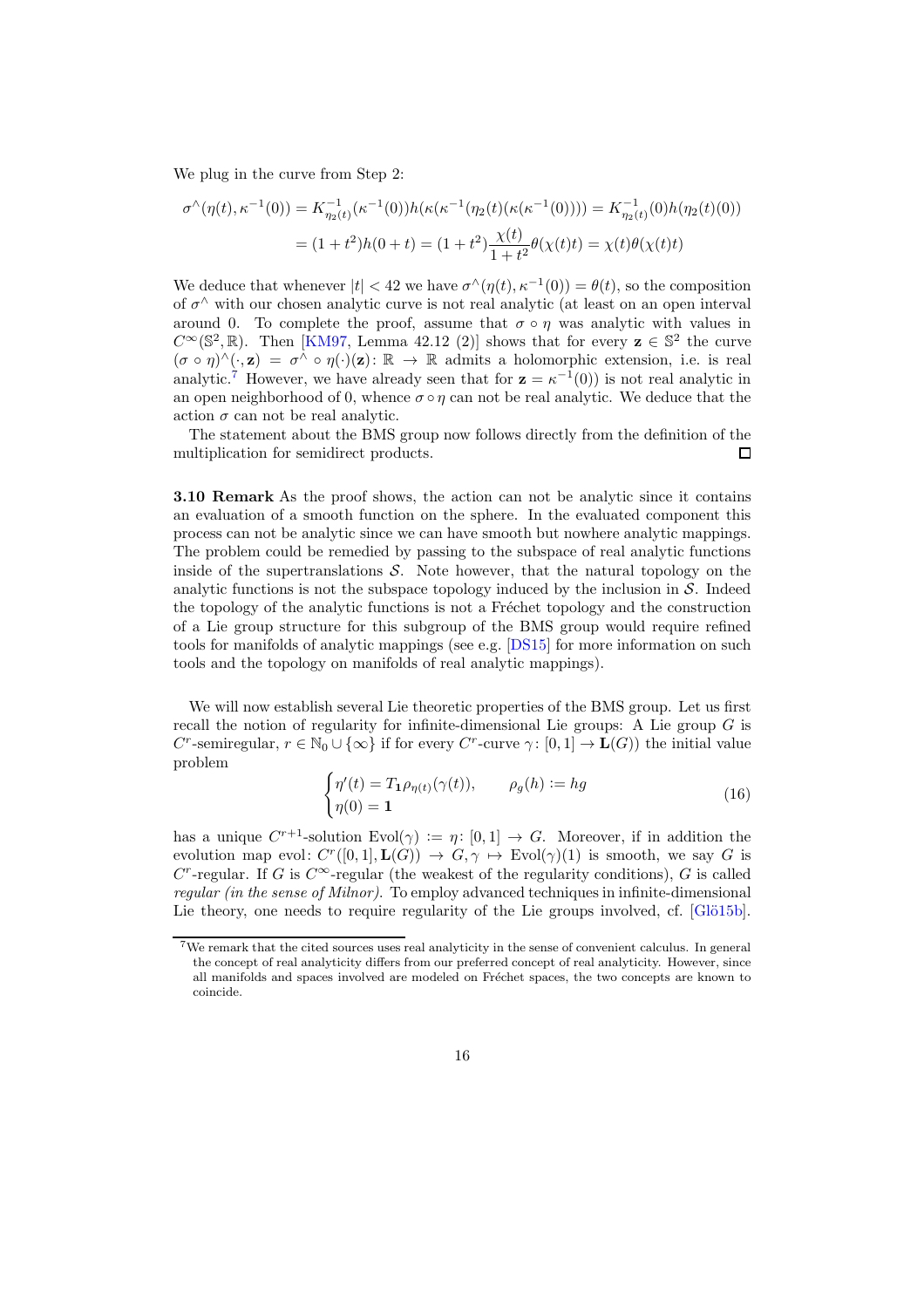We plug in the curve from Step 2:

$$\sigma^\wedge(\eta(t), \kappa^{-1}(0)) = K^{-1}_{\eta_2(t)}(\kappa^{-1}(0))h(\kappa(\kappa^{-1}(\eta_2(t)(\kappa(\kappa^{-1}(0)))) = K^{-1}_{\eta_2(t)}(0)h(\eta_2(t)(0))$$
$$= (1+t^2)h(0+t) = (1+t^2)\frac{\chi(t)}{1+t^2}\theta(\chi(t)t) = \chi(t)\theta(\chi(t)t)$$

We deduce that whenever $|t| < 42$ we have $\sigma^\wedge(\eta(t), \kappa^{-1}(0)) = \theta(t)$, so the composition of $\sigma^\wedge$ with our chosen analytic curve is not real analytic (at least on an open interval around 0. To complete the proof, assume that $\sigma \circ \eta$ was analytic with values in $C^\infty(\mathbb{S}^2, \mathbb{R})$. Then [KM97, Lemma 42.12 (2)] shows that for every $\mathbf{z} \in \mathbb{S}^2$ the curve $(\sigma \circ \eta)^\wedge(\cdot, \mathbf{z}) = \sigma^\wedge \circ \eta(\cdot)(\mathbf{z}) \colon \mathbb{R} \to \mathbb{R}$ admits a holomorphic extension, i.e. is real analytic.[7] However, we have already seen that for $\mathbf{z} = \kappa^{-1}(0))$ is not real analytic in an open neighborhood of 0, whence $\sigma \circ \eta$ can not be real analytic. We deduce that the action $\sigma$ can not be real analytic.

The statement about the BMS group now follows directly from the definition of the multiplication for semidirect products. □

**3.10 Remark** As the proof shows, the action can not be analytic since it contains an evaluation of a smooth function on the sphere. In the evaluated component this process can not be analytic since we can have smooth but nowhere analytic mappings. The problem could be remedied by passing to the subspace of real analytic functions inside of the supertranslations $\mathcal{S}$. Note however, that the natural topology on the analytic functions is not the subspace topology induced by the inclusion in $\mathcal{S}$. Indeed the topology of the analytic functions is not a Fréchet topology and the construction of a Lie group structure for this subgroup of the BMS group would require refined tools for manifolds of analytic mappings (see e.g. [DS15] for more information on such tools and the topology on manifolds of real analytic mappings).

We will now establish several Lie theoretic properties of the BMS group. Let us first recall the notion of regularity for infinite-dimensional Lie groups: A Lie group $G$ is $C^r$-semiregular, $r \in \mathbb{N}_0 \cup \{\infty\}$ if for every $C^r$-curve $\gamma \colon [0,1] \to \mathbf{L}(G))$ the initial value problem

$$\begin{cases} \eta'(t) = T_{\mathbf{1}}\rho_{\eta(t)}(\gamma(t)), & \rho_g(h) := hg \\ \eta(0) = \mathbf{1} \end{cases} \tag{16}$$

has a unique $C^{r+1}$-solution $\operatorname{Evol}(\gamma) := \eta \colon [0,1] \to G$. Moreover, if in addition the evolution map $\operatorname{evol} \colon C^r([0,1], \mathbf{L}(G)) \to G, \gamma \mapsto \operatorname{Evol}(\gamma)(1)$ is smooth, we say $G$ is $C^r$-regular. If $G$ is $C^\infty$-regular (the weakest of the regularity conditions), $G$ is called *regular (in the sense of Milnor)*. To employ advanced techniques in infinite-dimensional Lie theory, one needs to require regularity of the Lie groups involved, cf. [Glö15b].

[7] We remark that the cited sources uses real analyticity in the sense of convenient calculus. In general the concept of real analyticity differs from our preferred concept of real analyticity. However, since all manifolds and spaces involved are modeled on Fréchet spaces, the two concepts are known to coincide.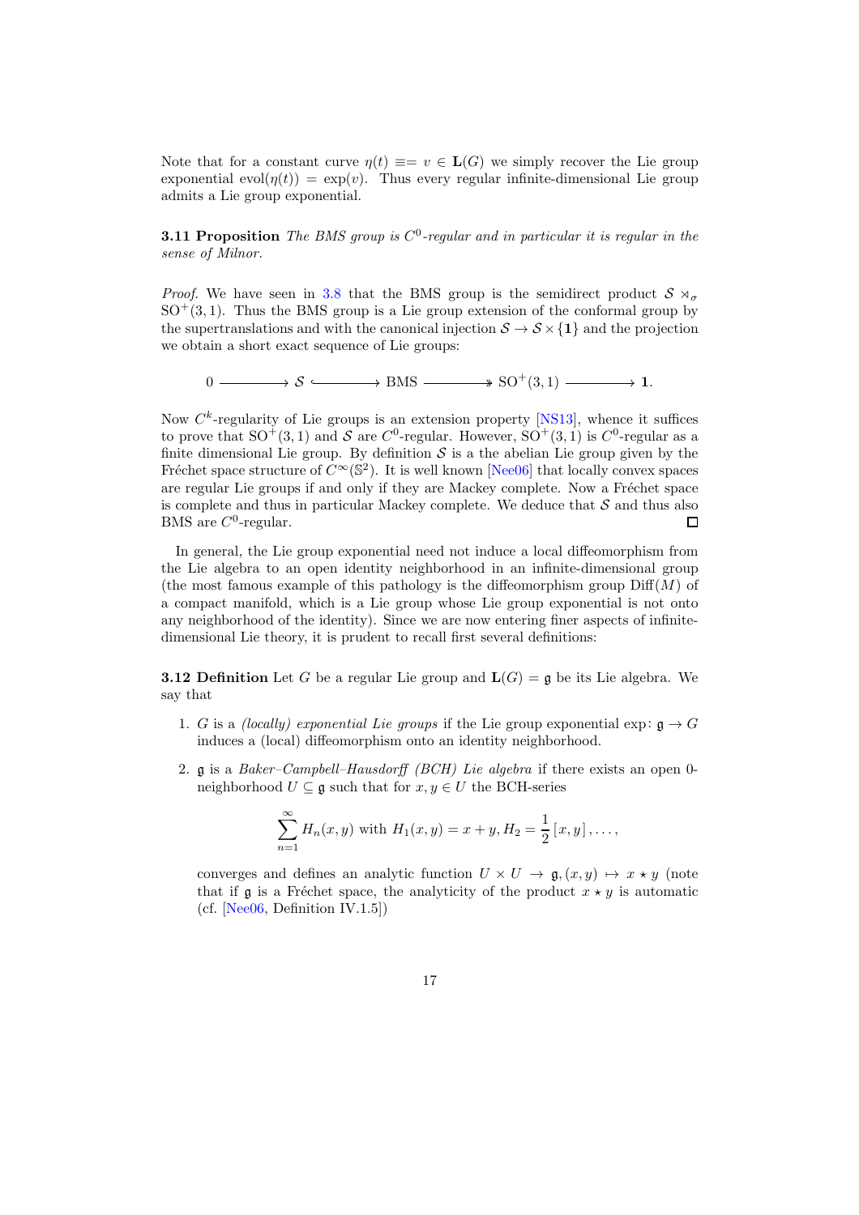Note that for a constant curve $\eta(t) \equiv\equiv v \in \mathbf{L}(G)$ we simply recover the Lie group exponential $\mathrm{evol}(\eta(t)) = \exp(v)$. Thus every regular infinite-dimensional Lie group admits a Lie group exponential.

**3.11 Proposition** *The BMS group is $C^0$-regular and in particular it is regular in the sense of Milnor.*

*Proof.* We have seen in 3.8 that the BMS group is the semidirect product $\mathcal{S} \rtimes_\sigma \mathrm{SO}^+(3,1)$. Thus the BMS group is a Lie group extension of the conformal group by the supertranslations and with the canonical injection $\mathcal{S} \to \mathcal{S} \times \{\mathbf{1}\}$ and the projection we obtain a short exact sequence of Lie groups:

$$0 \longrightarrow \mathcal{S} \hookrightarrow \mathrm{BMS} \twoheadrightarrow \mathrm{SO}^+(3,1) \longrightarrow \mathbf{1}.$$

Now $C^k$-regularity of Lie groups is an extension property [NS13], whence it suffices to prove that $\mathrm{SO}^+(3,1)$ and $\mathcal{S}$ are $C^0$-regular. However, $\mathrm{SO}^+(3,1)$ is $C^0$-regular as a finite dimensional Lie group. By definition $\mathcal{S}$ is a the abelian Lie group given by the Fréchet space structure of $C^\infty(\mathbb{S}^2)$. It is well known [Nee06] that locally convex spaces are regular Lie groups if and only if they are Mackey complete. Now a Fréchet space is complete and thus in particular Mackey complete. We deduce that $\mathcal{S}$ and thus also BMS are $C^0$-regular. □

In general, the Lie group exponential need not induce a local diffeomorphism from the Lie algebra to an open identity neighborhood in an infinite-dimensional group (the most famous example of this pathology is the diffeomorphism group $\mathrm{Diff}(M)$ of a compact manifold, which is a Lie group whose Lie group exponential is not onto any neighborhood of the identity). Since we are now entering finer aspects of infinite-dimensional Lie theory, it is prudent to recall first several definitions:

**3.12 Definition** Let $G$ be a regular Lie group and $\mathbf{L}(G) = \mathfrak{g}$ be its Lie algebra. We say that

1. $G$ is a *(locally) exponential Lie groups* if the Lie group exponential $\exp\colon \mathfrak{g} \to G$ induces a (local) diffeomorphism onto an identity neighborhood.

2. $\mathfrak{g}$ is a *Baker–Campbell–Hausdorff (BCH) Lie algebra* if there exists an open 0-neighborhood $U \subseteq \mathfrak{g}$ such that for $x, y \in U$ the BCH-series

$$\sum_{n=1}^{\infty} H_n(x,y) \text{ with } H_1(x,y) = x + y, H_2 = \frac{1}{2}[x,y], \ldots,$$

converges and defines an analytic function $U \times U \to \mathfrak{g}, (x,y) \mapsto x \star y$ (note that if $\mathfrak{g}$ is a Fréchet space, the analyticity of the product $x \star y$ is automatic (cf. [Nee06, Definition IV.1.5])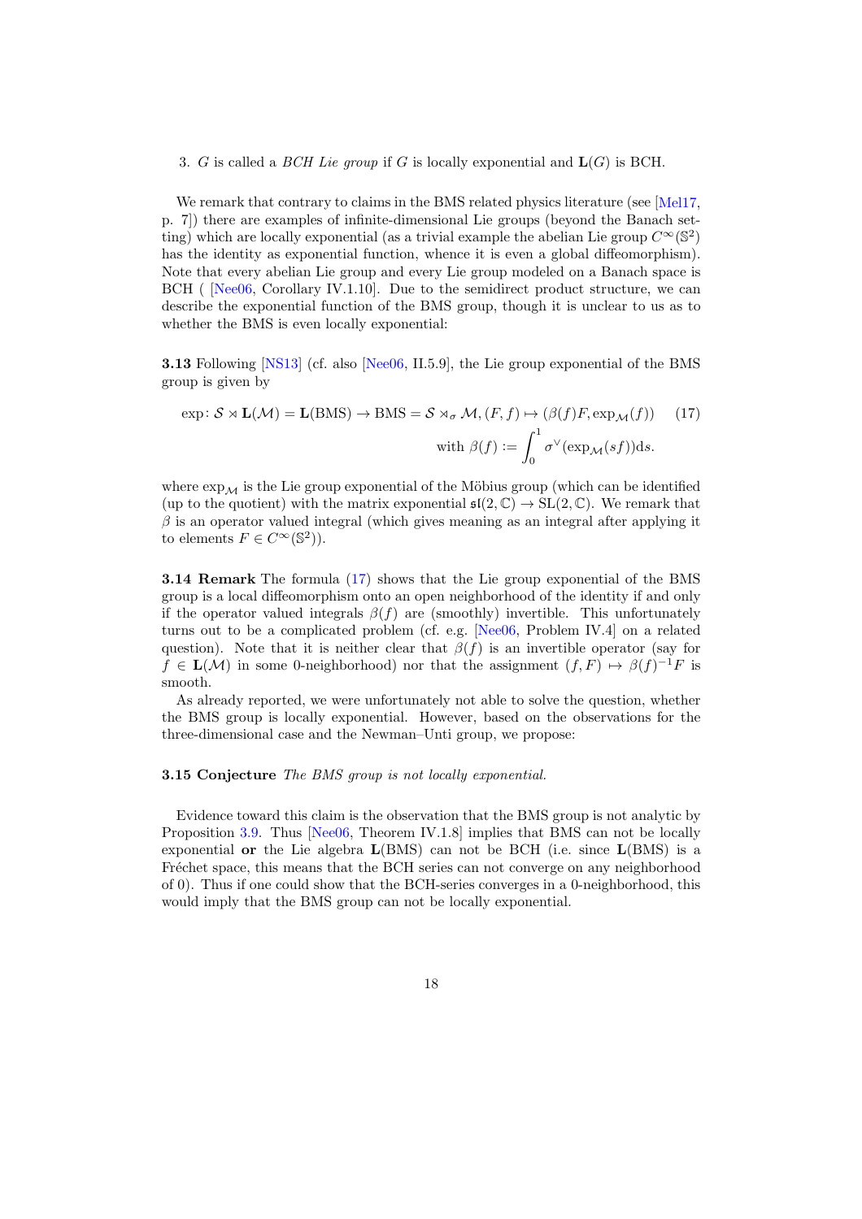3. $G$ is called a *BCH Lie group* if $G$ is locally exponential and $\mathbf{L}(G)$ is BCH.

We remark that contrary to claims in the BMS related physics literature (see [Mel17, p. 7]) there are examples of infinite-dimensional Lie groups (beyond the Banach setting) which are locally exponential (as a trivial example the abelian Lie group $C^\infty(\mathbb{S}^2)$ has the identity as exponential function, whence it is even a global diffeomorphism). Note that every abelian Lie group and every Lie group modeled on a Banach space is BCH ( [Nee06, Corollary IV.1.10]. Due to the semidirect product structure, we can describe the exponential function of the BMS group, though it is unclear to us as to whether the BMS is even locally exponential:

**3.13** Following [NS13] (cf. also [Nee06, II.5.9], the Lie group exponential of the BMS group is given by

$$\exp\colon \mathcal{S} \rtimes \mathbf{L}(\mathcal{M}) = \mathbf{L}(\text{BMS}) \to \text{BMS} = \mathcal{S} \rtimes_\sigma \mathcal{M}, (F, f) \mapsto (\beta(f)F, \exp_{\mathcal{M}}(f)) \quad (17)$$
$$\text{with } \beta(f) := \int_0^1 \sigma^\vee(\exp_{\mathcal{M}}(sf))\mathrm{d}s.$$

where $\exp_{\mathcal{M}}$ is the Lie group exponential of the Möbius group (which can be identified (up to the quotient) with the matrix exponential $\mathfrak{sl}(2, \mathbb{C}) \to \text{SL}(2, \mathbb{C})$. We remark that $\beta$ is an operator valued integral (which gives meaning as an integral after applying it to elements $F \in C^\infty(\mathbb{S}^2)$).

**3.14 Remark** The formula (17) shows that the Lie group exponential of the BMS group is a local diffeomorphism onto an open neighborhood of the identity if and only if the operator valued integrals $\beta(f)$ are (smoothly) invertible. This unfortunately turns out to be a complicated problem (cf. e.g. [Nee06, Problem IV.4] on a related question). Note that it is neither clear that $\beta(f)$ is an invertible operator (say for $f \in \mathbf{L}(\mathcal{M})$ in some 0-neighborhood) nor that the assignment $(f, F) \mapsto \beta(f)^{-1}F$ is smooth.

As already reported, we were unfortunately not able to solve the question, whether the BMS group is locally exponential. However, based on the observations for the three-dimensional case and the Newman–Unti group, we propose:

**3.15 Conjecture** *The BMS group is not locally exponential.*

Evidence toward this claim is the observation that the BMS group is not analytic by Proposition 3.9. Thus [Nee06, Theorem IV.1.8] implies that BMS can not be locally exponential **or** the Lie algebra $\mathbf{L}(\text{BMS})$ can not be BCH (i.e. since $\mathbf{L}(\text{BMS})$ is a Fréchet space, this means that the BCH series can not converge on any neighborhood of 0). Thus if one could show that the BCH-series converges in a 0-neighborhood, this would imply that the BMS group can not be locally exponential.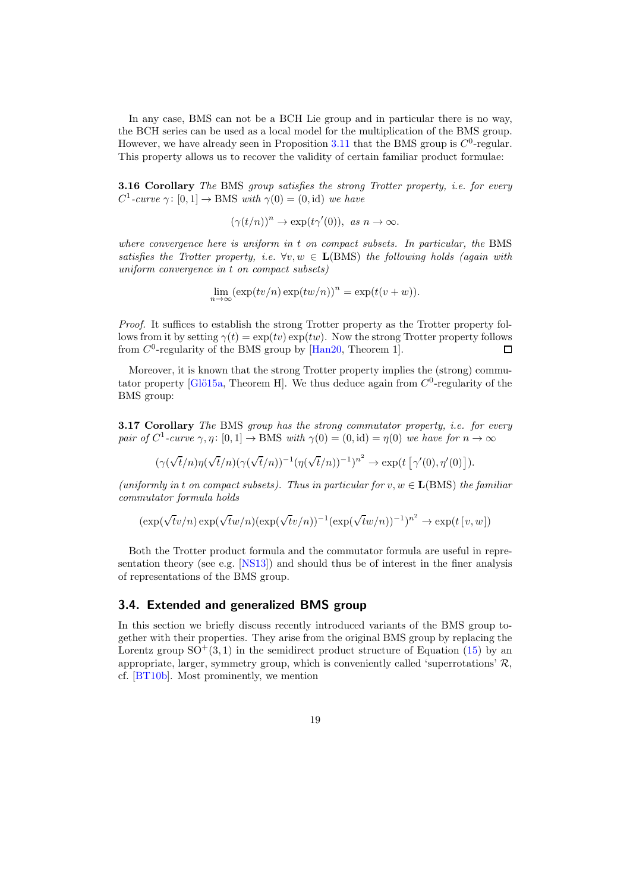In any case, BMS can not be a BCH Lie group and in particular there is no way, the BCH series can be used as a local model for the multiplication of the BMS group. However, we have already seen in Proposition 3.11 that the BMS group is $C^0$-regular. This property allows us to recover the validity of certain familiar product formulae:

**3.16 Corollary** *The* BMS *group satisfies the strong Trotter property, i.e. for every $C^1$-curve $\gamma\colon [0,1] \to \mathrm{BMS}$ with $\gamma(0) = (0, \mathrm{id})$ we have*

$$(\gamma(t/n))^n \to \exp(t\gamma'(0)), \text{ as } n \to \infty.$$

*where convergence here is uniform in $t$ on compact subsets. In particular, the* BMS *satisfies the Trotter property, i.e. $\forall v, w \in \mathbf{L}(\mathrm{BMS})$ the following holds (again with uniform convergence in $t$ on compact subsets)*

$$\lim_{n\to\infty} (\exp(tv/n)\exp(tw/n))^n = \exp(t(v + w)).$$

*Proof.* It suffices to establish the strong Trotter property as the Trotter property follows from it by setting $\gamma(t) = \exp(tv)\exp(tw)$. Now the strong Trotter property follows from $C^0$-regularity of the BMS group by [Han20, Theorem 1]. □

Moreover, it is known that the strong Trotter property implies the (strong) commutator property [Glö15a, Theorem H]. We thus deduce again from $C^0$-regularity of the BMS group:

**3.17 Corollary** *The* BMS *group has the strong commutator property, i.e. for every pair of $C^1$-curve $\gamma, \eta\colon [0,1] \to \mathrm{BMS}$ with $\gamma(0) = (0, \mathrm{id}) = \eta(0)$ we have for $n \to \infty$*

$$(\gamma(\sqrt{t}/n)\eta(\sqrt{t}/n)(\gamma(\sqrt{t}/n))^{-1}(\eta(\sqrt{t}/n))^{-1})^{n^2} \to \exp(t\,[\gamma'(0), \eta'(0)]).$$

*(uniformly in $t$ on compact subsets). Thus in particular for $v, w \in \mathbf{L}(\mathrm{BMS})$ the familiar commutator formula holds*

$$(\exp(\sqrt{t}v/n)\exp(\sqrt{t}w/n)(\exp(\sqrt{t}v/n))^{-1}(\exp(\sqrt{t}w/n))^{-1})^{n^2} \to \exp(t\,[v, w])$$

Both the Trotter product formula and the commutator formula are useful in representation theory (see e.g. [NS13]) and should thus be of interest in the finer analysis of representations of the BMS group.

## 3.4. Extended and generalized BMS group

In this section we briefly discuss recently introduced variants of the BMS group together with their properties. They arise from the original BMS group by replacing the Lorentz group $\mathrm{SO}^+(3,1)$ in the semidirect product structure of Equation (15) by an appropriate, larger, symmetry group, which is conveniently called 'superrotations' $\mathcal{R}$, cf. [BT10b]. Most prominently, we mention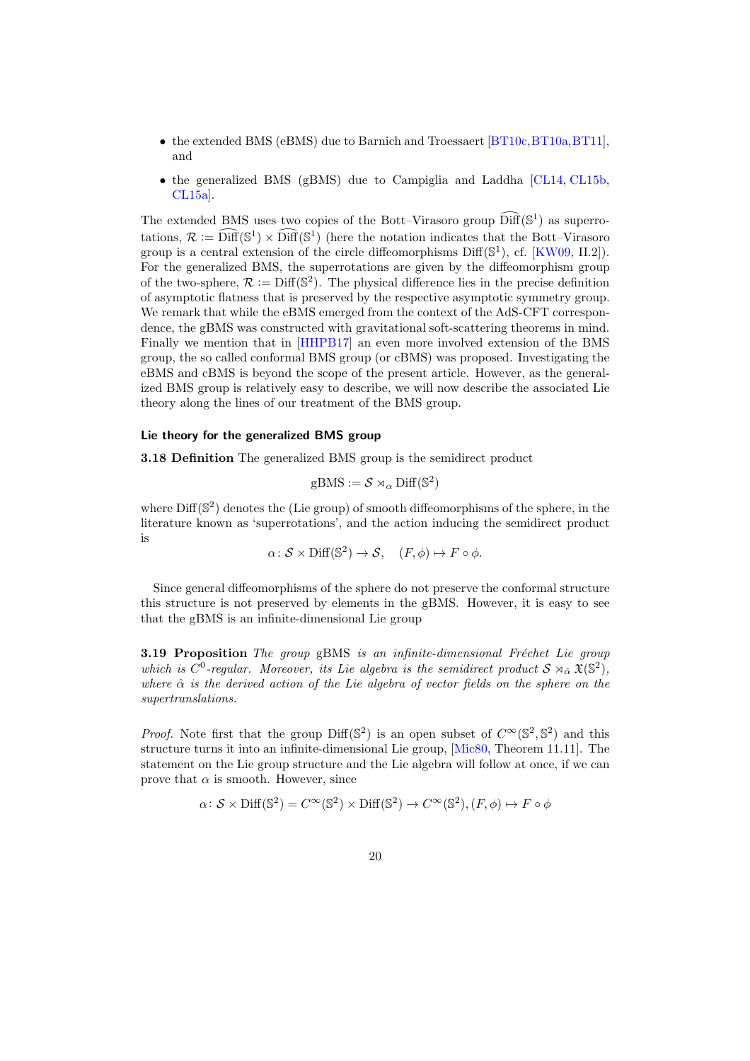- the extended BMS (eBMS) due to Barnich and Troessaert [BT10c, BT10a, BT11], and
- the generalized BMS (gBMS) due to Campiglia and Laddha [CL14, CL15b, CL15a].

The extended BMS uses two copies of the Bott–Virasoro group $\widehat{\mathrm{Diff}}(\mathbb{S}^1)$ as superrotations, $\mathcal{R} := \widehat{\mathrm{Diff}}(\mathbb{S}^1) \times \widehat{\mathrm{Diff}}(\mathbb{S}^1)$ (here the notation indicates that the Bott–Virasoro group is a central extension of the circle diffeomorphisms $\mathrm{Diff}(\mathbb{S}^1)$, cf. [KW09, II.2]). For the generalized BMS, the superrotations are given by the diffeomorphism group of the two-sphere, $\mathcal{R} := \mathrm{Diff}(\mathbb{S}^2)$. The physical difference lies in the precise definition of asymptotic flatness that is preserved by the respective asymptotic symmetry group. We remark that while the eBMS emerged from the context of the AdS-CFT correspondence, the gBMS was constructed with gravitational soft-scattering theorems in mind. Finally we mention that in [HHPB17] an even more involved extension of the BMS group, the so called conformal BMS group (or cBMS) was proposed. Investigating the eBMS and cBMS is beyond the scope of the present article. However, as the generalized BMS group is relatively easy to describe, we will now describe the associated Lie theory along the lines of our treatment of the BMS group.

#### Lie theory for the generalized BMS group

**3.18 Definition** The generalized BMS group is the semidirect product

$$\mathrm{gBMS} := \mathcal{S} \rtimes_\alpha \mathrm{Diff}(\mathbb{S}^2)$$

where $\mathrm{Diff}(\mathbb{S}^2)$ denotes the (Lie group) of smooth diffeomorphisms of the sphere, in the literature known as 'superrotations', and the action inducing the semidirect product is

$$\alpha \colon \mathcal{S} \times \mathrm{Diff}(\mathbb{S}^2) \to \mathcal{S}, \quad (F, \phi) \mapsto F \circ \phi.$$

Since general diffeomorphisms of the sphere do not preserve the conformal structure this structure is not preserved by elements in the gBMS. However, it is easy to see that the gBMS is an infinite-dimensional Lie group

**3.19 Proposition** *The group* gBMS *is an infinite-dimensional Fréchet Lie group which is $C^0$-regular. Moreover, its Lie algebra is the semidirect product $\mathcal{S} \rtimes_{\hat{\alpha}} \mathfrak{X}(\mathbb{S}^2)$, where $\hat{\alpha}$ is the derived action of the Lie algebra of vector fields on the sphere on the supertranslations.*

*Proof.* Note first that the group $\mathrm{Diff}(\mathbb{S}^2)$ is an open subset of $C^\infty(\mathbb{S}^2, \mathbb{S}^2)$ and this structure turns it into an infinite-dimensional Lie group, [Mic80, Theorem 11.11]. The statement on the Lie group structure and the Lie algebra will follow at once, if we can prove that $\alpha$ is smooth. However, since

$$\alpha \colon \mathcal{S} \times \mathrm{Diff}(\mathbb{S}^2) = C^\infty(\mathbb{S}^2) \times \mathrm{Diff}(\mathbb{S}^2) \to C^\infty(\mathbb{S}^2), (F, \phi) \mapsto F \circ \phi$$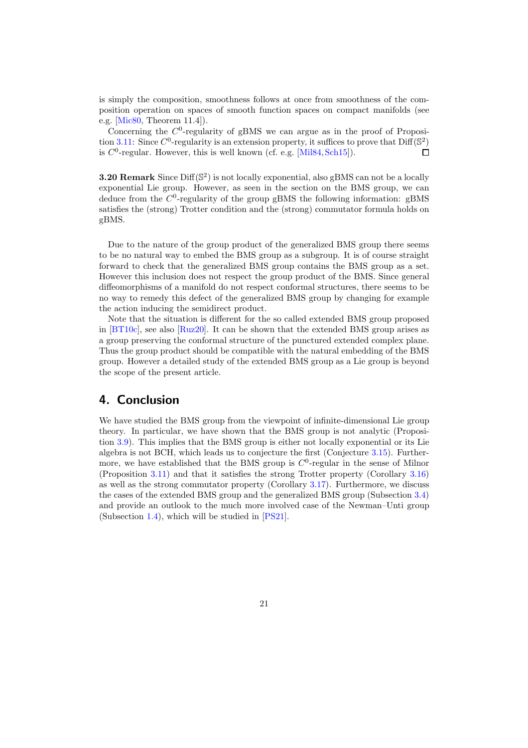is simply the composition, smoothness follows at once from smoothness of the composition operation on spaces of smooth function spaces on compact manifolds (see e.g. [Mic80, Theorem 11.4]).

Concerning the $C^0$-regularity of gBMS we can argue as in the proof of Proposition 3.11: Since $C^0$-regularity is an extension property, it suffices to prove that $\mathrm{Diff}(\mathbb{S}^2)$ is $C^0$-regular. However, this is well known (cf. e.g. [Mil84, Sch15]). □

**3.20 Remark** Since $\mathrm{Diff}(\mathbb{S}^2)$ is not locally exponential, also gBMS can not be a locally exponential Lie group. However, as seen in the section on the BMS group, we can deduce from the $C^0$-regularity of the group gBMS the following information: gBMS satisfies the (strong) Trotter condition and the (strong) commutator formula holds on gBMS.

Due to the nature of the group product of the generalized BMS group there seems to be no natural way to embed the BMS group as a subgroup. It is of course straight forward to check that the generalized BMS group contains the BMS group as a set. However this inclusion does not respect the group product of the BMS. Since general diffeomorphisms of a manifold do not respect conformal structures, there seems to be no way to remedy this defect of the generalized BMS group by changing for example the action inducing the semidirect product.

Note that the situation is different for the so called extended BMS group proposed in [BT10c], see also [Ruz20]. It can be shown that the extended BMS group arises as a group preserving the conformal structure of the punctured extended complex plane. Thus the group product should be compatible with the natural embedding of the BMS group. However a detailed study of the extended BMS group as a Lie group is beyond the scope of the present article.

## 4. Conclusion

We have studied the BMS group from the viewpoint of infinite-dimensional Lie group theory. In particular, we have shown that the BMS group is not analytic (Proposition 3.9). This implies that the BMS group is either not locally exponential or its Lie algebra is not BCH, which leads us to conjecture the first (Conjecture 3.15). Furthermore, we have established that the BMS group is $C^0$-regular in the sense of Milnor (Proposition 3.11) and that it satisfies the strong Trotter property (Corollary 3.16) as well as the strong commutator property (Corollary 3.17). Furthermore, we discuss the cases of the extended BMS group and the generalized BMS group (Subsection 3.4) and provide an outlook to the much more involved case of the Newman–Unti group (Subsection 1.4), which will be studied in [PS21].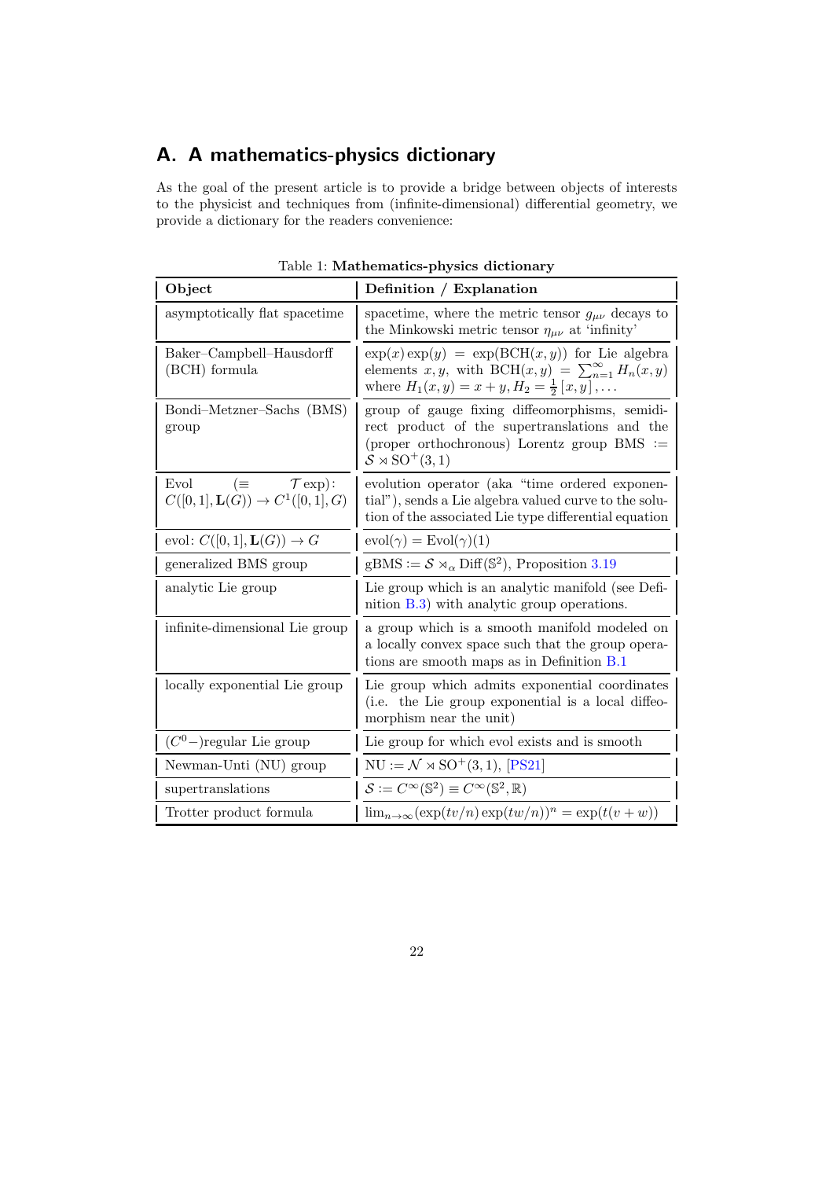# A. A mathematics-physics dictionary

As the goal of the present article is to provide a bridge between objects of interests to the physicist and techniques from (infinite-dimensional) differential geometry, we provide a dictionary for the readers convenience:

Table 1: **Mathematics-physics dictionary**

| **Object** | **Definition / Explanation** |
|---|---|
| asymptotically flat spacetime | spacetime, where the metric tensor $g_{\mu\nu}$ decays to the Minkowski metric tensor $\eta_{\mu\nu}$ at 'infinity' |
| Baker–Campbell–Hausdorff (BCH) formula | $\exp(x)\exp(y) = \exp(\mathrm{BCH}(x,y))$ for Lie algebra elements $x, y$, with $\mathrm{BCH}(x,y) = \sum_{n=1}^{\infty} H_n(x,y)$ where $H_1(x,y) = x+y, H_2 = \frac{1}{2}[x,y], \dots$ |
| Bondi–Metzner–Sachs (BMS) group | group of gauge fixing diffeomorphisms, semidirect product of the supertranslations and the (proper orthochronous) Lorentz group $\mathrm{BMS} := \mathcal{S} \rtimes \mathrm{SO}^+(3,1)$ |
| Evol $(\equiv \mathcal{T}\exp)$: $C([0,1], \mathbf{L}(G)) \to C^1([0,1], G)$ | evolution operator (aka "time ordered exponential"), sends a Lie algebra valued curve to the solution of the associated Lie type differential equation |
| evol: $C([0,1], \mathbf{L}(G)) \to G$ | $\mathrm{evol}(\gamma) = \mathrm{Evol}(\gamma)(1)$ |
| generalized BMS group | $\mathrm{gBMS} := \mathcal{S} \rtimes_\alpha \mathrm{Diff}(\mathbb{S}^2)$, Proposition 3.19 |
| analytic Lie group | Lie group which is an analytic manifold (see Definition B.3) with analytic group operations. |
| infinite-dimensional Lie group | a group which is a smooth manifold modeled on a locally convex space such that the group operations are smooth maps as in Definition B.1 |
| locally exponential Lie group | Lie group which admits exponential coordinates (i.e. the Lie group exponential is a local diffeomorphism near the unit) |
| ($C^0-$)regular Lie group | Lie group for which evol exists and is smooth |
| Newman-Unti (NU) group | $\mathrm{NU} := \mathcal{N} \rtimes \mathrm{SO}^+(3,1)$, [PS21] |
| supertranslations | $\mathcal{S} := C^\infty(\mathbb{S}^2) \equiv C^\infty(\mathbb{S}^2, \mathbb{R})$ |
| Trotter product formula | $\lim_{n\to\infty}(\exp(tv/n)\exp(tw/n))^n = \exp(t(v+w))$ |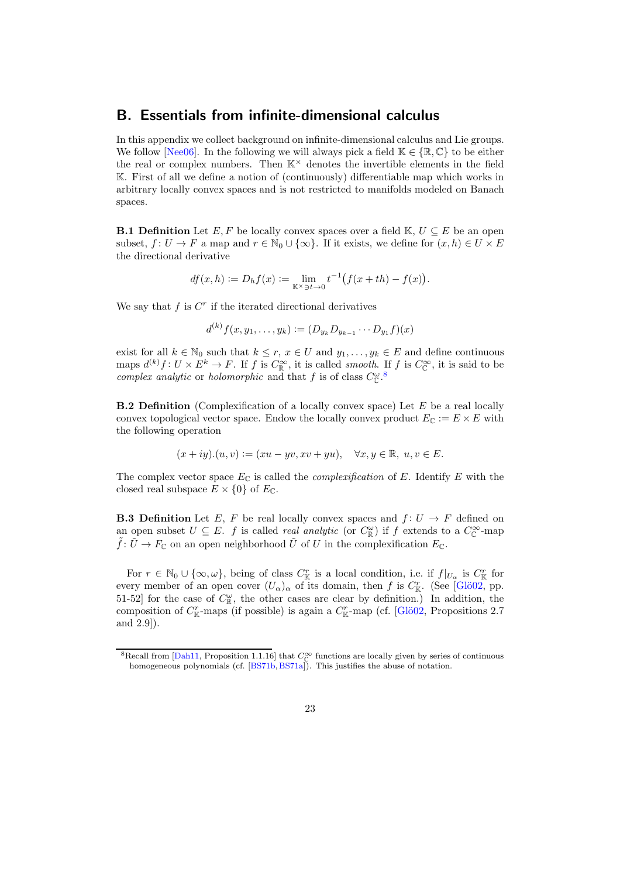## B. Essentials from infinite-dimensional calculus

In this appendix we collect background on infinite-dimensional calculus and Lie groups. We follow [Nee06]. In the following we will always pick a field $\mathbb{K} \in \{\mathbb{R}, \mathbb{C}\}$ to be either the real or complex numbers. Then $\mathbb{K}^\times$ denotes the invertible elements in the field $\mathbb{K}$. First of all we define a notion of (continuously) differentiable map which works in arbitrary locally convex spaces and is not restricted to manifolds modeled on Banach spaces.

**B.1 Definition** Let $E, F$ be locally convex spaces over a field $\mathbb{K}$, $U \subseteq E$ be an open subset, $f \colon U \to F$ a map and $r \in \mathbb{N}_0 \cup \{\infty\}$. If it exists, we define for $(x, h) \in U \times E$ the directional derivative

$$df(x,h) := D_h f(x) := \lim_{\mathbb{K}^\times \ni t \to 0} t^{-1}\big(f(x+th) - f(x)\big).$$

We say that $f$ is $C^r$ if the iterated directional derivatives

$$d^{(k)} f(x, y_1, \ldots, y_k) := (D_{y_k} D_{y_{k-1}} \cdots D_{y_1} f)(x)$$

exist for all $k \in \mathbb{N}_0$ such that $k \leq r$, $x \in U$ and $y_1, \ldots, y_k \in E$ and define continuous maps $d^{(k)} f \colon U \times E^k \to F$. If $f$ is $C^\infty_\mathbb{R}$, it is called *smooth*. If $f$ is $C^\infty_\mathbb{C}$, it is said to be *complex analytic* or *holomorphic* and that $f$ is of class $C^\omega_\mathbb{C}$.[8]

**B.2 Definition** (Complexification of a locally convex space) Let $E$ be a real locally convex topological vector space. Endow the locally convex product $E_\mathbb{C} := E \times E$ with the following operation

$$(x + iy).(u, v) := (xu - yv, xv + yu), \quad \forall x, y \in \mathbb{R},\ u, v \in E.$$

The complex vector space $E_\mathbb{C}$ is called the *complexification* of $E$. Identify $E$ with the closed real subspace $E \times \{0\}$ of $E_\mathbb{C}$.

**B.3 Definition** Let $E$, $F$ be real locally convex spaces and $f \colon U \to F$ defined on an open subset $U \subseteq E$. $f$ is called *real analytic* (or $C^\omega_\mathbb{R}$) if $f$ extends to a $C^\infty_\mathbb{C}$-map $\tilde{f} \colon \tilde{U} \to F_\mathbb{C}$ on an open neighborhood $\tilde{U}$ of $U$ in the complexification $E_\mathbb{C}$.

For $r \in \mathbb{N}_0 \cup \{\infty, \omega\}$, being of class $C^r_\mathbb{K}$ is a local condition, i.e. if $f|_{U_\alpha}$ is $C^r_\mathbb{K}$ for every member of an open cover $(U_\alpha)_\alpha$ of its domain, then $f$ is $C^r_\mathbb{K}$. (See [Glö02, pp. 51-52] for the case of $C^\omega_\mathbb{R}$, the other cases are clear by definition.) In addition, the composition of $C^r_\mathbb{K}$-maps (if possible) is again a $C^r_\mathbb{K}$-map (cf. [Glö02, Propositions 2.7 and 2.9]).

[8] Recall from [Dah11, Proposition 1.1.16] that $C^\infty_\mathbb{C}$ functions are locally given by series of continuous homogeneous polynomials (cf. [BS71b, BS71a]). This justifies the abuse of notation.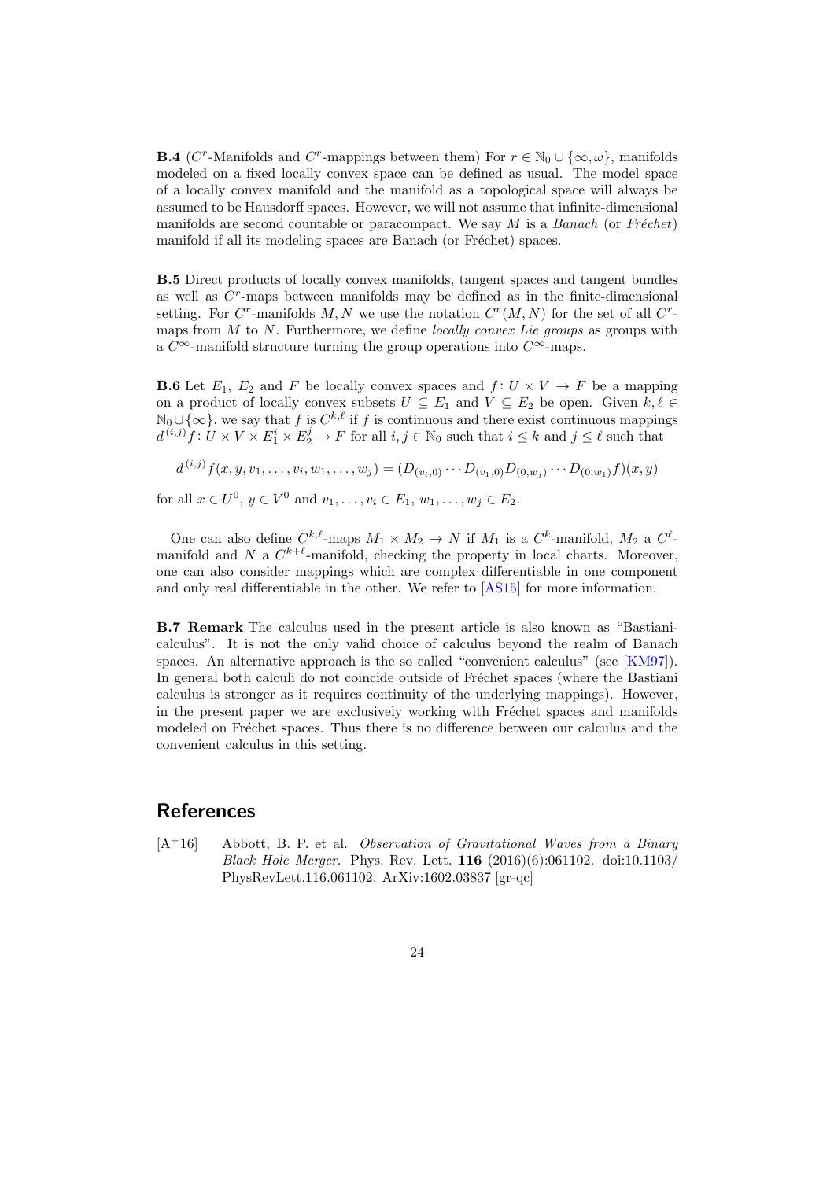**B.4** ($C^r$-Manifolds and $C^r$-mappings between them) For $r \in \mathbb{N}_0 \cup \{\infty, \omega\}$, manifolds modeled on a fixed locally convex space can be defined as usual. The model space of a locally convex manifold and the manifold as a topological space will always be assumed to be Hausdorff spaces. However, we will not assume that infinite-dimensional manifolds are second countable or paracompact. We say $M$ is a *Banach* (or *Fréchet*) manifold if all its modeling spaces are Banach (or Fréchet) spaces.

**B.5** Direct products of locally convex manifolds, tangent spaces and tangent bundles as well as $C^r$-maps between manifolds may be defined as in the finite-dimensional setting. For $C^r$-manifolds $M, N$ we use the notation $C^r(M, N)$ for the set of all $C^r$-maps from $M$ to $N$. Furthermore, we define *locally convex Lie groups* as groups with a $C^\infty$-manifold structure turning the group operations into $C^\infty$-maps.

**B.6** Let $E_1$, $E_2$ and $F$ be locally convex spaces and $f \colon U \times V \to F$ be a mapping on a product of locally convex subsets $U \subseteq E_1$ and $V \subseteq E_2$ be open. Given $k, \ell \in \mathbb{N}_0 \cup \{\infty\}$, we say that $f$ is $C^{k,\ell}$ if $f$ is continuous and there exist continuous mappings $d^{(i,j)} f \colon U \times V \times E_1^i \times E_2^j \to F$ for all $i, j \in \mathbb{N}_0$ such that $i \leq k$ and $j \leq \ell$ such that

$$d^{(i,j)} f(x, y, v_1, \ldots, v_i, w_1, \ldots, w_j) = (D_{(v_i,0)} \cdots D_{(v_1,0)} D_{(0,w_j)} \cdots D_{(0,w_1)} f)(x, y)$$

for all $x \in U^0$, $y \in V^0$ and $v_1, \ldots, v_i \in E_1$, $w_1, \ldots, w_j \in E_2$.

One can also define $C^{k,\ell}$-maps $M_1 \times M_2 \to N$ if $M_1$ is a $C^k$-manifold, $M_2$ a $C^\ell$-manifold and $N$ a $C^{k+\ell}$-manifold, checking the property in local charts. Moreover, one can also consider mappings which are complex differentiable in one component and only real differentiable in the other. We refer to [AS15] for more information.

**B.7 Remark** The calculus used in the present article is also known as "Bastiani-calculus". It is not the only valid choice of calculus beyond the realm of Banach spaces. An alternative approach is the so called "convenient calculus" (see [KM97]). In general both calculi do not coincide outside of Fréchet spaces (where the Bastiani calculus is stronger as it requires continuity of the underlying mappings). However, in the present paper we are exclusively working with Fréchet spaces and manifolds modeled on Fréchet spaces. Thus there is no difference between our calculus and the convenient calculus in this setting.

## References

[A+16] Abbott, B. P. et al. *Observation of Gravitational Waves from a Binary Black Hole Merger.* Phys. Rev. Lett. **116** (2016)(6):061102. doi:10.1103/PhysRevLett.116.061102. ArXiv:1602.03837 [gr-qc]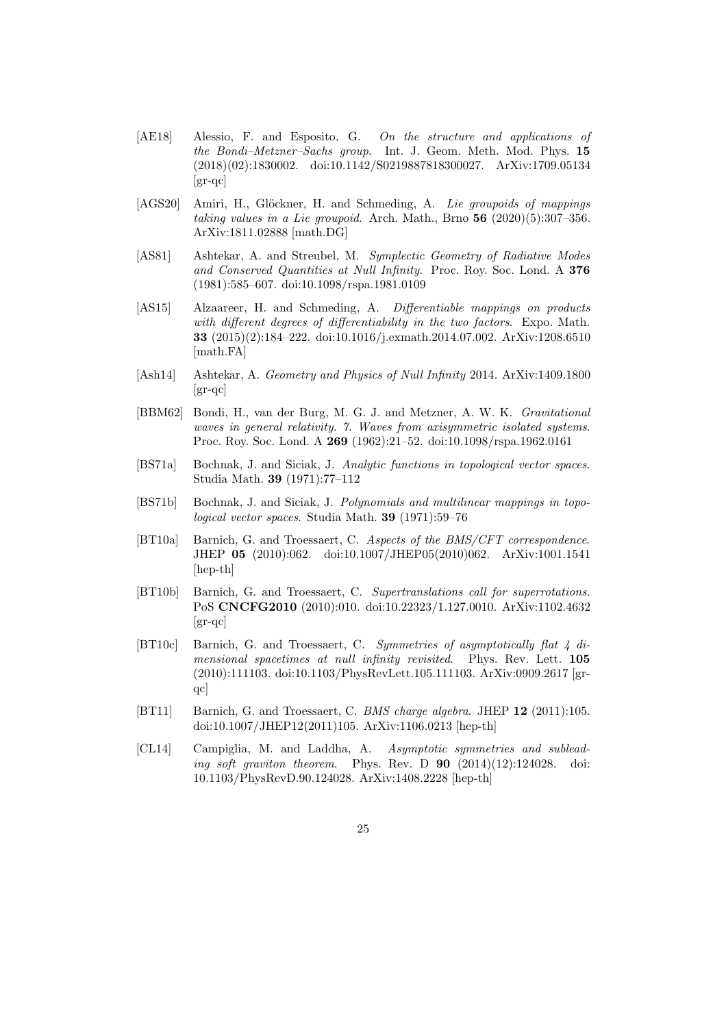[AE18] Alessio, F. and Esposito, G. *On the structure and applications of the Bondi–Metzner–Sachs group*. Int. J. Geom. Meth. Mod. Phys. **15** (2018)(02):1830002. doi:10.1142/S0219887818300027. ArXiv:1709.05134 [gr-qc]

[AGS20] Amiri, H., Glöckner, H. and Schmeding, A. *Lie groupoids of mappings taking values in a Lie groupoid*. Arch. Math., Brno **56** (2020)(5):307–356. ArXiv:1811.02888 [math.DG]

[AS81] Ashtekar, A. and Streubel, M. *Symplectic Geometry of Radiative Modes and Conserved Quantities at Null Infinity*. Proc. Roy. Soc. Lond. A **376** (1981):585–607. doi:10.1098/rspa.1981.0109

[AS15] Alzaareer, H. and Schmeding, A. *Differentiable mappings on products with different degrees of differentiability in the two factors*. Expo. Math. **33** (2015)(2):184–222. doi:10.1016/j.exmath.2014.07.002. ArXiv:1208.6510 [math.FA]

[Ash14] Ashtekar, A. *Geometry and Physics of Null Infinity* 2014. ArXiv:1409.1800 [gr-qc]

[BBM62] Bondi, H., van der Burg, M. G. J. and Metzner, A. W. K. *Gravitational waves in general relativity. 7. Waves from axisymmetric isolated systems*. Proc. Roy. Soc. Lond. A **269** (1962):21–52. doi:10.1098/rspa.1962.0161

[BS71a] Bochnak, J. and Siciak, J. *Analytic functions in topological vector spaces*. Studia Math. **39** (1971):77–112

[BS71b] Bochnak, J. and Siciak, J. *Polynomials and multilinear mappings in topological vector spaces*. Studia Math. **39** (1971):59–76

[BT10a] Barnich, G. and Troessaert, C. *Aspects of the BMS/CFT correspondence*. JHEP **05** (2010):062. doi:10.1007/JHEP05(2010)062. ArXiv:1001.1541 [hep-th]

[BT10b] Barnich, G. and Troessaert, C. *Supertranslations call for superrotations*. PoS **CNCFG2010** (2010):010. doi:10.22323/1.127.0010. ArXiv:1102.4632 [gr-qc]

[BT10c] Barnich, G. and Troessaert, C. *Symmetries of asymptotically flat 4 dimensional spacetimes at null infinity revisited*. Phys. Rev. Lett. **105** (2010):111103. doi:10.1103/PhysRevLett.105.111103. ArXiv:0909.2617 [gr-qc]

[BT11] Barnich, G. and Troessaert, C. *BMS charge algebra*. JHEP **12** (2011):105. doi:10.1007/JHEP12(2011)105. ArXiv:1106.0213 [hep-th]

[CL14] Campiglia, M. and Laddha, A. *Asymptotic symmetries and subleading soft graviton theorem*. Phys. Rev. D **90** (2014)(12):124028. doi: 10.1103/PhysRevD.90.124028. ArXiv:1408.2228 [hep-th]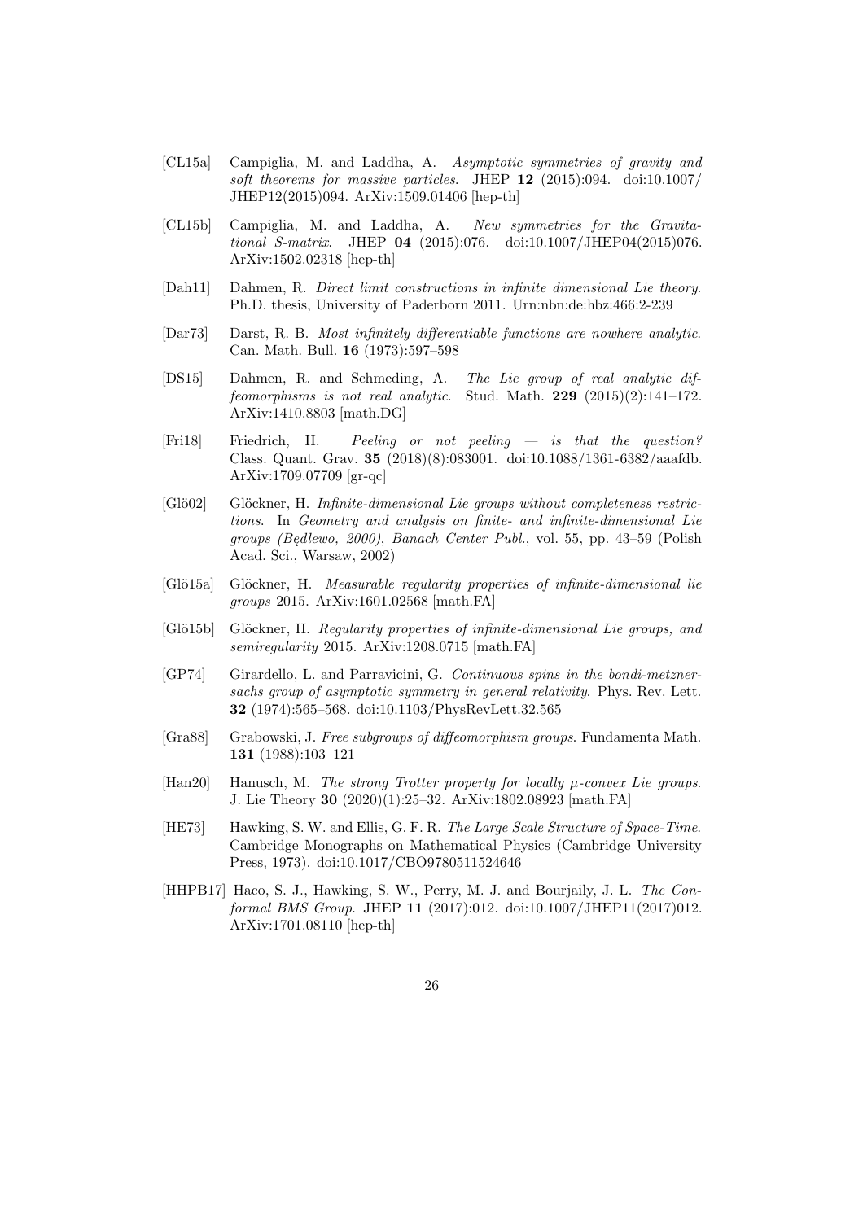[CL15a] Campiglia, M. and Laddha, A. *Asymptotic symmetries of gravity and soft theorems for massive particles*. JHEP **12** (2015):094. doi:10.1007/JHEP12(2015)094. ArXiv:1509.01406 [hep-th]

[CL15b] Campiglia, M. and Laddha, A. *New symmetries for the Gravitational S-matrix*. JHEP **04** (2015):076. doi:10.1007/JHEP04(2015)076. ArXiv:1502.02318 [hep-th]

[Dah11] Dahmen, R. *Direct limit constructions in infinite dimensional Lie theory*. Ph.D. thesis, University of Paderborn 2011. Urn:nbn:de:hbz:466:2-239

[Dar73] Darst, R. B. *Most infinitely differentiable functions are nowhere analytic*. Can. Math. Bull. **16** (1973):597–598

[DS15] Dahmen, R. and Schmeding, A. *The Lie group of real analytic diffeomorphisms is not real analytic*. Stud. Math. **229** (2015)(2):141–172. ArXiv:1410.8803 [math.DG]

[Fri18] Friedrich, H. *Peeling or not peeling — is that the question?* Class. Quant. Grav. **35** (2018)(8):083001. doi:10.1088/1361-6382/aaafdb. ArXiv:1709.07709 [gr-qc]

[Glö02] Glöckner, H. *Infinite-dimensional Lie groups without completeness restrictions*. In *Geometry and analysis on finite- and infinite-dimensional Lie groups (Będlewo, 2000)*, *Banach Center Publ.*, vol. 55, pp. 43–59 (Polish Acad. Sci., Warsaw, 2002)

[Glö15a] Glöckner, H. *Measurable regularity properties of infinite-dimensional lie groups* 2015. ArXiv:1601.02568 [math.FA]

[Glö15b] Glöckner, H. *Regularity properties of infinite-dimensional Lie groups, and semiregularity* 2015. ArXiv:1208.0715 [math.FA]

[GP74] Girardello, L. and Parravicini, G. *Continuous spins in the bondi-metzner-sachs group of asymptotic symmetry in general relativity*. Phys. Rev. Lett. **32** (1974):565–568. doi:10.1103/PhysRevLett.32.565

[Gra88] Grabowski, J. *Free subgroups of diffeomorphism groups*. Fundamenta Math. **131** (1988):103–121

[Han20] Hanusch, M. *The strong Trotter property for locally $\mu$-convex Lie groups*. J. Lie Theory **30** (2020)(1):25–32. ArXiv:1802.08923 [math.FA]

[HE73] Hawking, S. W. and Ellis, G. F. R. *The Large Scale Structure of Space-Time*. Cambridge Monographs on Mathematical Physics (Cambridge University Press, 1973). doi:10.1017/CBO9780511524646

[HHPB17] Haco, S. J., Hawking, S. W., Perry, M. J. and Bourjaily, J. L. *The Conformal BMS Group*. JHEP **11** (2017):012. doi:10.1007/JHEP11(2017)012. ArXiv:1701.08110 [hep-th]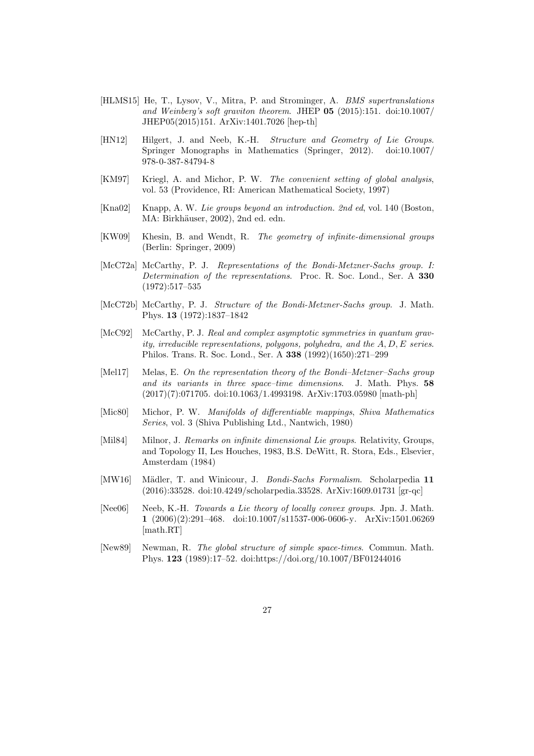- [HLMS15] He, T., Lysov, V., Mitra, P. and Strominger, A. *BMS supertranslations and Weinberg's soft graviton theorem*. JHEP **05** (2015):151. doi:10.1007/JHEP05(2015)151. ArXiv:1401.7026 [hep-th]
- [HN12] Hilgert, J. and Neeb, K.-H. *Structure and Geometry of Lie Groups*. Springer Monographs in Mathematics (Springer, 2012). doi:10.1007/978-0-387-84794-8
- [KM97] Kriegl, A. and Michor, P. W. *The convenient setting of global analysis*, vol. 53 (Providence, RI: American Mathematical Society, 1997)
- [Kna02] Knapp, A. W. *Lie groups beyond an introduction. 2nd ed*, vol. 140 (Boston, MA: Birkhäuser, 2002), 2nd ed. edn.
- [KW09] Khesin, B. and Wendt, R. *The geometry of infinite-dimensional groups* (Berlin: Springer, 2009)
- [McC72a] McCarthy, P. J. *Representations of the Bondi-Metzner-Sachs group. I: Determination of the representations*. Proc. R. Soc. Lond., Ser. A **330** (1972):517–535
- [McC72b] McCarthy, P. J. *Structure of the Bondi-Metzner-Sachs group*. J. Math. Phys. **13** (1972):1837–1842
- [McC92] McCarthy, P. J. *Real and complex asymptotic symmetries in quantum gravity, irreducible representations, polygons, polyhedra, and the $A, D, E$ series*. Philos. Trans. R. Soc. Lond., Ser. A **338** (1992)(1650):271–299
- [Mel17] Melas, E. *On the representation theory of the Bondi–Metzner–Sachs group and its variants in three space–time dimensions*. J. Math. Phys. **58** (2017)(7):071705. doi:10.1063/1.4993198. ArXiv:1703.05980 [math-ph]
- [Mic80] Michor, P. W. *Manifolds of differentiable mappings*, *Shiva Mathematics Series*, vol. 3 (Shiva Publishing Ltd., Nantwich, 1980)
- [Mil84] Milnor, J. *Remarks on infinite dimensional Lie groups*. Relativity, Groups, and Topology II, Les Houches, 1983, B.S. DeWitt, R. Stora, Eds., Elsevier, Amsterdam (1984)
- [MW16] Mädler, T. and Winicour, J. *Bondi-Sachs Formalism*. Scholarpedia **11** (2016):33528. doi:10.4249/scholarpedia.33528. ArXiv:1609.01731 [gr-qc]
- [Nee06] Neeb, K.-H. *Towards a Lie theory of locally convex groups*. Jpn. J. Math. **1** (2006)(2):291–468. doi:10.1007/s11537-006-0606-y. ArXiv:1501.06269 [math.RT]
- [New89] Newman, R. *The global structure of simple space-times*. Commun. Math. Phys. **123** (1989):17–52. doi:https://doi.org/10.1007/BF01244016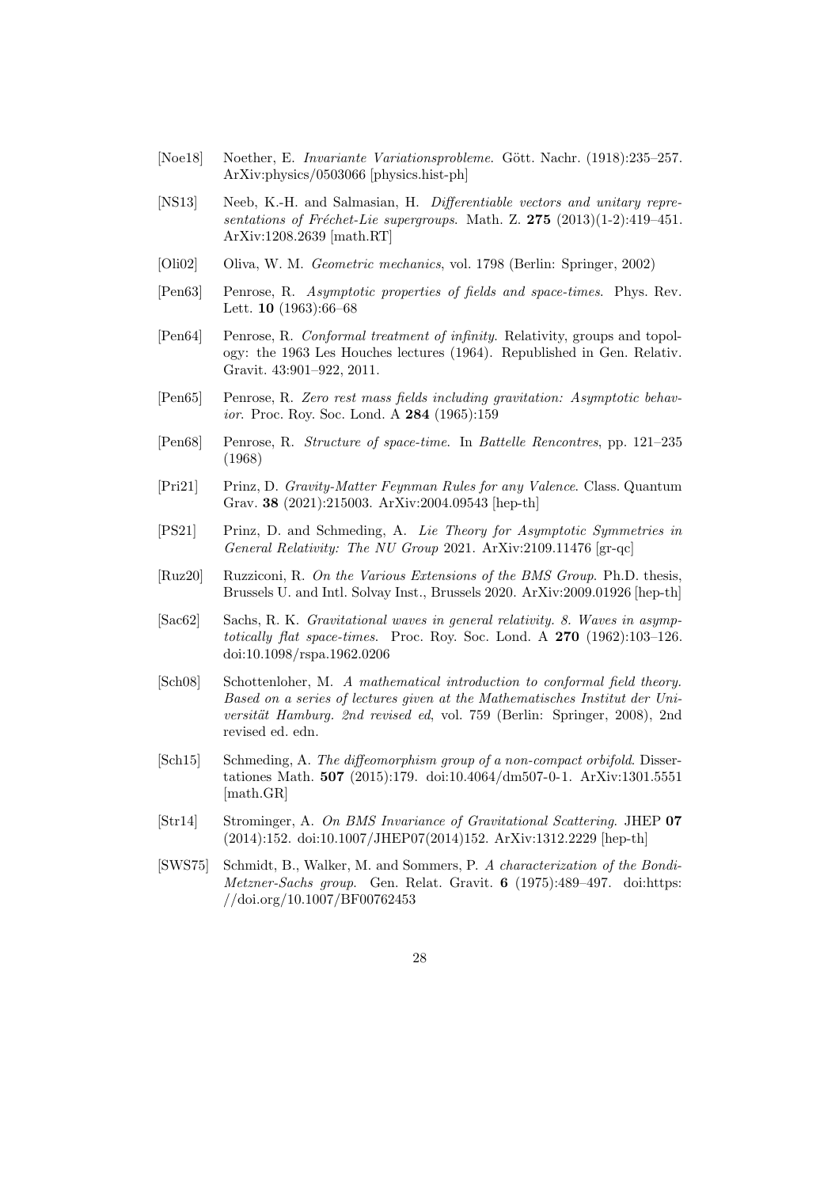[Noe18] Noether, E. *Invariante Variationsprobleme*. Gött. Nachr. (1918):235–257. ArXiv:physics/0503066 [physics.hist-ph]

[NS13] Neeb, K.-H. and Salmasian, H. *Differentiable vectors and unitary representations of Fréchet-Lie supergroups*. Math. Z. **275** (2013)(1-2):419–451. ArXiv:1208.2639 [math.RT]

[Oli02] Oliva, W. M. *Geometric mechanics*, vol. 1798 (Berlin: Springer, 2002)

[Pen63] Penrose, R. *Asymptotic properties of fields and space-times*. Phys. Rev. Lett. **10** (1963):66–68

[Pen64] Penrose, R. *Conformal treatment of infinity*. Relativity, groups and topology: the 1963 Les Houches lectures (1964). Republished in Gen. Relativ. Gravit. 43:901–922, 2011.

[Pen65] Penrose, R. *Zero rest mass fields including gravitation: Asymptotic behavior*. Proc. Roy. Soc. Lond. A **284** (1965):159

[Pen68] Penrose, R. *Structure of space-time*. In *Battelle Rencontres*, pp. 121–235 (1968)

[Pri21] Prinz, D. *Gravity-Matter Feynman Rules for any Valence*. Class. Quantum Grav. **38** (2021):215003. ArXiv:2004.09543 [hep-th]

[PS21] Prinz, D. and Schmeding, A. *Lie Theory for Asymptotic Symmetries in General Relativity: The NU Group* 2021. ArXiv:2109.11476 [gr-qc]

[Ruz20] Ruzziconi, R. *On the Various Extensions of the BMS Group*. Ph.D. thesis, Brussels U. and Intl. Solvay Inst., Brussels 2020. ArXiv:2009.01926 [hep-th]

[Sac62] Sachs, R. K. *Gravitational waves in general relativity. 8. Waves in asymptotically flat space-times*. Proc. Roy. Soc. Lond. A **270** (1962):103–126. doi:10.1098/rspa.1962.0206

[Sch08] Schottenloher, M. *A mathematical introduction to conformal field theory. Based on a series of lectures given at the Mathematisches Institut der Universität Hamburg. 2nd revised ed*, vol. 759 (Berlin: Springer, 2008), 2nd revised ed. edn.

[Sch15] Schmeding, A. *The diffeomorphism group of a non-compact orbifold*. Dissertationes Math. **507** (2015):179. doi:10.4064/dm507-0-1. ArXiv:1301.5551 [math.GR]

[Str14] Strominger, A. *On BMS Invariance of Gravitational Scattering*. JHEP **07** (2014):152. doi:10.1007/JHEP07(2014)152. ArXiv:1312.2229 [hep-th]

[SWS75] Schmidt, B., Walker, M. and Sommers, P. *A characterization of the Bondi-Metzner-Sachs group*. Gen. Relat. Gravit. **6** (1975):489–497. doi:https://doi.org/10.1007/BF00762453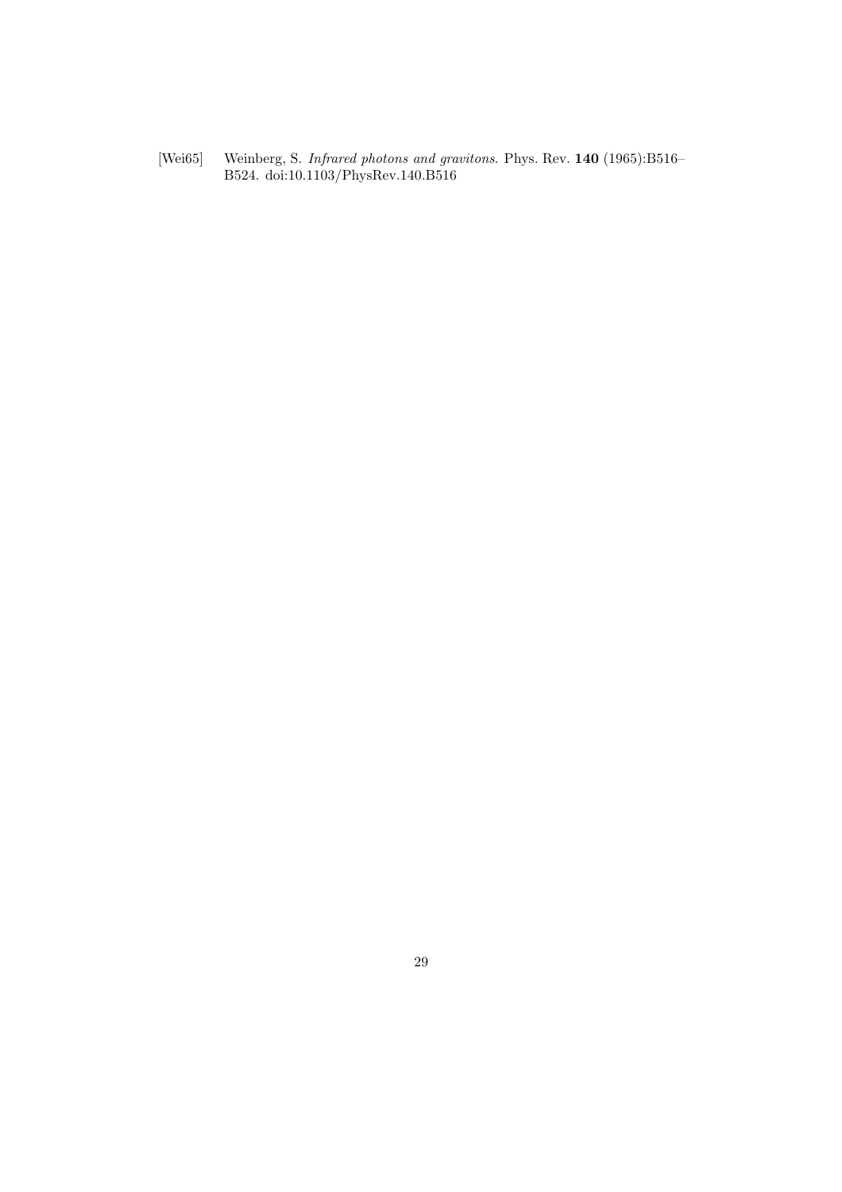[Wei65] Weinberg, S. *Infrared photons and gravitons*. Phys. Rev. **140** (1965):B516–B524. doi:10.1103/PhysRev.140.B516